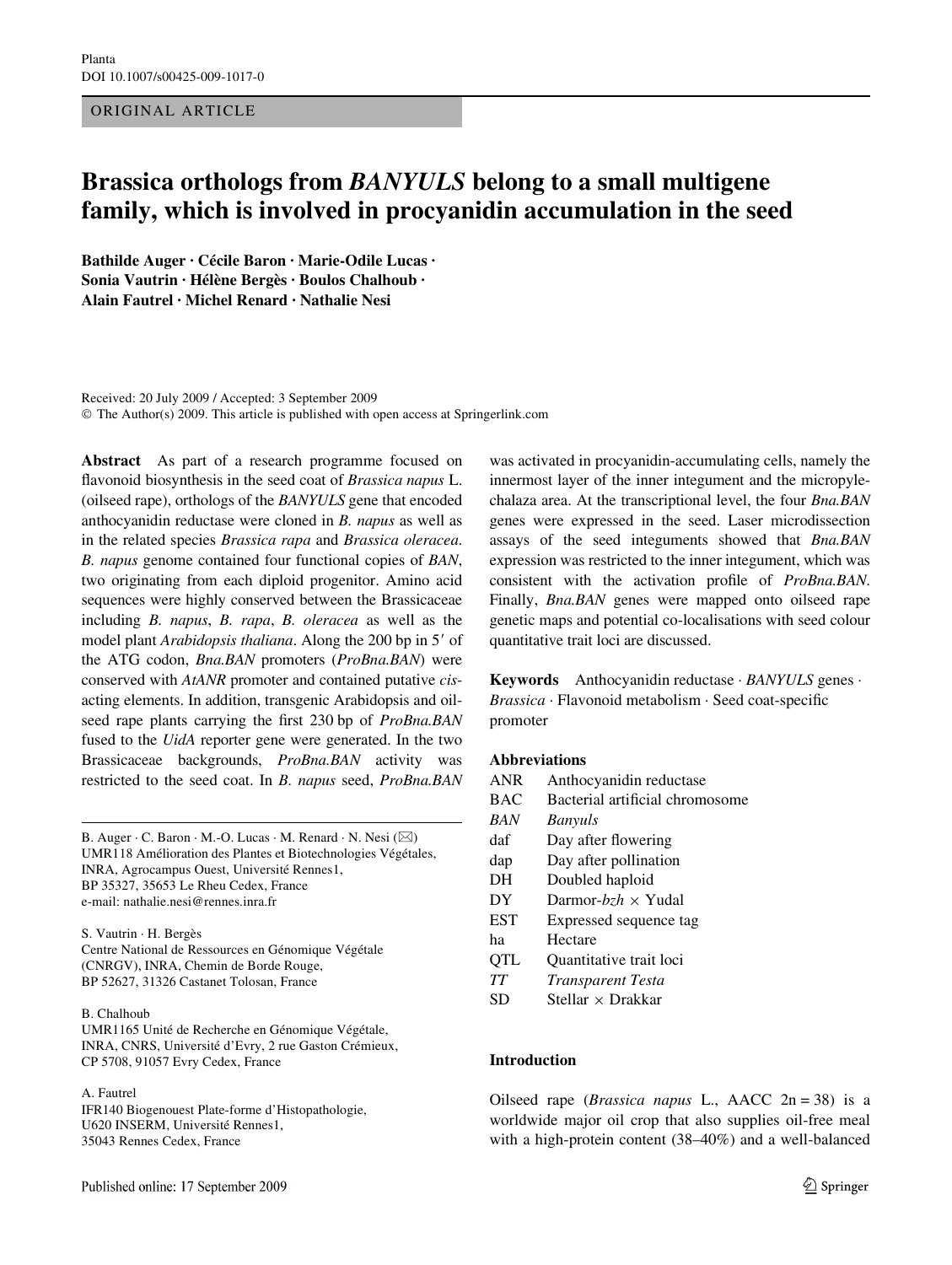ORIGINAL ARTICLE

# Brassica orthologs from *BANYULS* belong to a small multigene family, which is involved in procyanidin accumulation in the seed

**Bathilde Auger · Cécile Baron · Marie-Odile Lucas · Sonia Vautrin · Hélène Bergès · Boulos Chalhoub · Alain Fautrel · Michel Renard · Nathalie Nesi**

Received: 20 July 2009 / Accepted: 3 September 2009
© The Author(s) 2009. This article is published with open access at Springerlink.com

**Abstract** As part of a research programme focused on flavonoid biosynthesis in the seed coat of *Brassica napus* L. (oilseed rape), orthologs of the *BANYULS* gene that encoded anthocyanidin reductase were cloned in *B. napus* as well as in the related species *Brassica rapa* and *Brassica oleracea*. *B. napus* genome contained four functional copies of *BAN*, two originating from each diploid progenitor. Amino acid sequences were highly conserved between the Brassicaceae including *B. napus*, *B. rapa*, *B. oleracea* as well as the model plant *Arabidopsis thaliana*. Along the 200 bp in 5′ of the ATG codon, *Bna.BAN* promoters (*ProBna.BAN*) were conserved with *AtANR* promoter and contained putative *cis*-acting elements. In addition, transgenic Arabidopsis and oilseed rape plants carrying the first 230 bp of *ProBna.BAN* fused to the *UidA* reporter gene were generated. In the two Brassicaceae backgrounds, *ProBna.BAN* activity was restricted to the seed coat. In *B. napus* seed, *ProBna.BAN* was activated in procyanidin-accumulating cells, namely the innermost layer of the inner integument and the micropyle-chalaza area. At the transcriptional level, the four *Bna.BAN* genes were expressed in the seed. Laser microdissection assays of the seed integuments showed that *Bna.BAN* expression was restricted to the inner integument, which was consistent with the activation profile of *ProBna.BAN*. Finally, *Bna.BAN* genes were mapped onto oilseed rape genetic maps and potential co-localisations with seed colour quantitative trait loci are discussed.

**Keywords** Anthocyanidin reductase · *BANYULS* genes · *Brassica* · Flavonoid metabolism · Seed coat-specific promoter

**Abbreviations**

| | |
|---|---|
| ANR | Anthocyanidin reductase |
| BAC | Bacterial artificial chromosome |
| *BAN* | *Banyuls* |
| daf | Day after flowering |
| dap | Day after pollination |
| DH | Doubled haploid |
| DY | Darmor-*bzh* × Yudal |
| EST | Expressed sequence tag |
| ha | Hectare |
| QTL | Quantitative trait loci |
| *TT* | *Transparent Testa* |
| SD | Stellar × Drakkar |

B. Auger · C. Baron · M.-O. Lucas · M. Renard · N. Nesi (✉)
UMR118 Amélioration des Plantes et Biotechnologies Végétales, INRA, Agrocampus Ouest, Université Rennes1, BP 35327, 35653 Le Rheu Cedex, France
e-mail: nathalie.nesi@rennes.inra.fr

S. Vautrin · H. Bergès
Centre National de Ressources en Génomique Végétale (CNRGV), INRA, Chemin de Borde Rouge, BP 52627, 31326 Castanet Tolosan, France

B. Chalhoub
UMR1165 Unité de Recherche en Génomique Végétale, INRA, CNRS, Université d'Evry, 2 rue Gaston Crémieux, CP 5708, 91057 Evry Cedex, France

A. Fautrel
IFR140 Biogenouest Plate-forme d'Histopathologie, U620 INSERM, Université Rennes1, 35043 Rennes Cedex, France

## Introduction

Oilseed rape (*Brassica napus* L., AACC 2n = 38) is a worldwide major oil crop that also supplies oil-free meal with a high-protein content (38–40%) and a well-balanced

Published online: 17 September 2009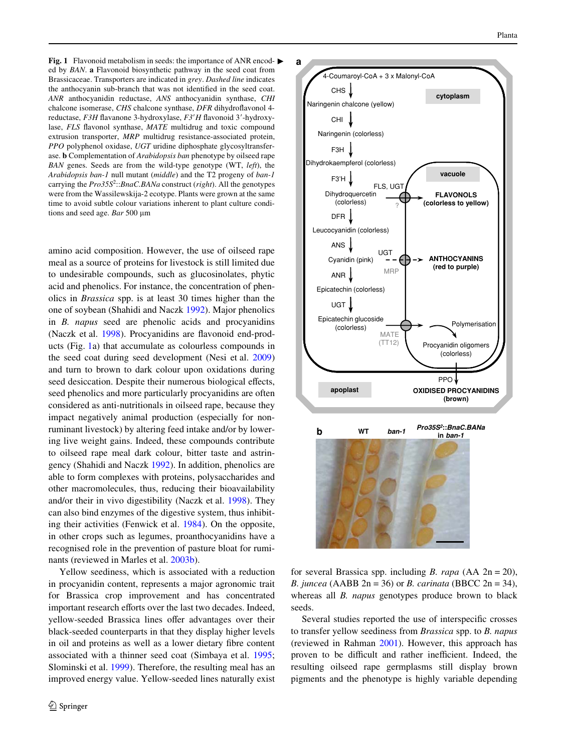**Fig. 1** Flavonoid metabolism in seeds: the importance of ANR encoded by *BAN*. **a** Flavonoid biosynthetic pathway in the seed coat from Brassicaceae. Transporters are indicated in *grey*. *Dashed line* indicates the anthocyanin sub-branch that was not identified in the seed coat. *ANR* anthocyanidin reductase, *ANS* anthocyanidin synthase, *CHI* chalcone isomerase, *CHS* chalcone synthase, *DFR* dihydroflavonol 4-reductase, *F3H* flavanone 3-hydroxylase, *F3′H* flavonoid 3′-hydroxylase, *FLS* flavonol synthase, *MATE* multidrug and toxic compound extrusion transporter, *MRP* multidrug resistance-associated protein, *PPO* polyphenol oxidase, *UGT* uridine diphosphate glycosyltransferase. **b** Complementation of *Arabidopsis ban* phenotype by oilseed rape *BAN* genes. Seeds are from the wild-type genotype (WT, *left*), the *Arabidopsis ban-1* null mutant (*middle*) and the T2 progeny of *ban-1* carrying the *Pro35S*$^2$::*BnaC.BANa* construct (*right*). All the genotypes were from the Wassilewskija-2 ecotype. Plants were grown at the same time to avoid subtle colour variations inherent to plant culture conditions and seed age. *Bar* 500 µm

amino acid composition. However, the use of oilseed rape meal as a source of proteins for livestock is still limited due to undesirable compounds, such as glucosinolates, phytic acid and phenolics. For instance, the concentration of phenolics in *Brassica* spp. is at least 30 times higher than the one of soybean (Shahidi and Naczk 1992). Major phenolics in *B. napus* seed are phenolic acids and procyanidins (Naczk et al. 1998). Procyanidins are flavonoid end-products (Fig. 1a) that accumulate as colourless compounds in the seed coat during seed development (Nesi et al. 2009) and turn to brown to dark colour upon oxidations during seed desiccation. Despite their numerous biological effects, seed phenolics and more particularly procyanidins are often considered as anti-nutritionals in oilseed rape, because they impact negatively animal production (especially for non-ruminant livestock) by altering feed intake and/or by lowering live weight gains. Indeed, these compounds contribute to oilseed rape meal dark colour, bitter taste and astringency (Shahidi and Naczk 1992). In addition, phenolics are able to form complexes with proteins, polysaccharides and other macromolecules, thus, reducing their bioavailability and/or their in vivo digestibility (Naczk et al. 1998). They can also bind enzymes of the digestive system, thus inhibiting their activities (Fenwick et al. 1984). On the opposite, in other crops such as legumes, proanthocyanidins have a recognised role in the prevention of pasture bloat for ruminants (reviewed in Marles et al. 2003b).

Yellow seediness, which is associated with a reduction in procyanidin content, represents a major agronomic trait for Brassica crop improvement and has concentrated important research efforts over the last two decades. Indeed, yellow-seeded Brassica lines offer advantages over their black-seeded counterparts in that they display higher levels in oil and proteins as well as a lower dietary fibre content associated with a thinner seed coat (Simbaya et al. 1995; Slominski et al. 1999). Therefore, the resulting meal has an improved energy value. Yellow-seeded lines naturally exist for several Brassica spp. including *B. rapa* (AA 2n = 20), *B. juncea* (AABB 2n = 36) or *B. carinata* (BBCC 2n = 34), whereas all *B. napus* genotypes produce brown to black seeds.

Several studies reported the use of interspecific crosses to transfer yellow seediness from *Brassica* spp. to *B. napus* (reviewed in Rahman 2001). However, this approach has proven to be difficult and rather inefficient. Indeed, the resulting oilseed rape germplasms still display brown pigments and the phenotype is highly variable depending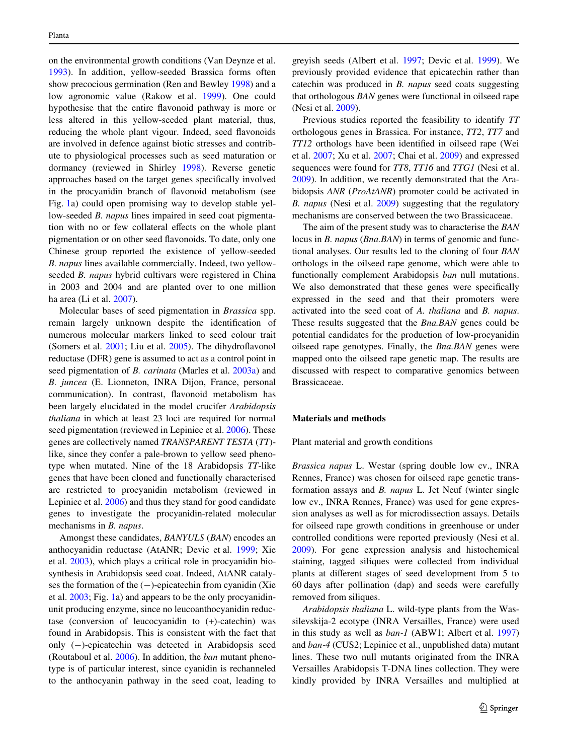on the environmental growth conditions (Van Deynze et al. 1993). In addition, yellow-seeded Brassica forms often show precocious germination (Ren and Bewley 1998) and a low agronomic value (Rakow et al. 1999). One could hypothesise that the entire flavonoid pathway is more or less altered in this yellow-seeded plant material, thus, reducing the whole plant vigour. Indeed, seed flavonoids are involved in defence against biotic stresses and contribute to physiological processes such as seed maturation or dormancy (reviewed in Shirley 1998). Reverse genetic approaches based on the target genes specifically involved in the procyanidin branch of flavonoid metabolism (see Fig. 1a) could open promising way to develop stable yellow-seeded *B. napus* lines impaired in seed coat pigmentation with no or few collateral effects on the whole plant pigmentation or on other seed flavonoids. To date, only one Chinese group reported the existence of yellow-seeded *B. napus* lines available commercially. Indeed, two yellow-seeded *B. napus* hybrid cultivars were registered in China in 2003 and 2004 and are planted over to one million ha area (Li et al. 2007).

Molecular bases of seed pigmentation in *Brassica* spp. remain largely unknown despite the identification of numerous molecular markers linked to seed colour trait (Somers et al. 2001; Liu et al. 2005). The dihydroflavonol reductase (DFR) gene is assumed to act as a control point in seed pigmentation of *B. carinata* (Marles et al. 2003a) and *B. juncea* (E. Lionneton, INRA Dijon, France, personal communication). In contrast, flavonoid metabolism has been largely elucidated in the model crucifer *Arabidopsis thaliana* in which at least 23 loci are required for normal seed pigmentation (reviewed in Lepiniec et al. 2006). These genes are collectively named *TRANSPARENT TESTA* (*TT*)-like, since they confer a pale-brown to yellow seed phenotype when mutated. Nine of the 18 Arabidopsis *TT*-like genes that have been cloned and functionally characterised are restricted to procyanidin metabolism (reviewed in Lepiniec et al. 2006) and thus they stand for good candidate genes to investigate the procyanidin-related molecular mechanisms in *B. napus*.

Amongst these candidates, *BANYULS* (*BAN*) encodes an anthocyanidin reductase (AtANR; Devic et al. 1999; Xie et al. 2003), which plays a critical role in procyanidin biosynthesis in Arabidopsis seed coat. Indeed, AtANR catalyses the formation of the (−)-epicatechin from cyanidin (Xie et al. 2003; Fig. 1a) and appears to be the only procyanidin-unit producing enzyme, since no leucoanthocyanidin reductase (conversion of leucocyanidin to (+)-catechin) was found in Arabidopsis. This is consistent with the fact that only (−)-epicatechin was detected in Arabidopsis seed (Routaboul et al. 2006). In addition, the *ban* mutant phenotype is of particular interest, since cyanidin is rechanneled to the anthocyanin pathway in the seed coat, leading to greyish seeds (Albert et al. 1997; Devic et al. 1999). We previously provided evidence that epicatechin rather than catechin was produced in *B. napus* seed coats suggesting that orthologous *BAN* genes were functional in oilseed rape (Nesi et al. 2009).

Previous studies reported the feasibility to identify *TT* orthologous genes in Brassica. For instance, *TT2*, *TT7* and *TT12* orthologs have been identified in oilseed rape (Wei et al. 2007; Xu et al. 2007; Chai et al. 2009) and expressed sequences were found for *TT8*, *TT16* and *TTG1* (Nesi et al. 2009). In addition, we recently demonstrated that the Arabidopsis *ANR* (*ProAtANR*) promoter could be activated in *B. napus* (Nesi et al. 2009) suggesting that the regulatory mechanisms are conserved between the two Brassicaceae.

The aim of the present study was to characterise the *BAN* locus in *B. napus* (*Bna.BAN*) in terms of genomic and functional analyses. Our results led to the cloning of four *BAN* orthologs in the oilseed rape genome, which were able to functionally complement Arabidopsis *ban* null mutations. We also demonstrated that these genes were specifically expressed in the seed and that their promoters were activated into the seed coat of *A. thaliana* and *B. napus*. These results suggested that the *Bna.BAN* genes could be potential candidates for the production of low-procyanidin oilseed rape genotypes. Finally, the *Bna.BAN* genes were mapped onto the oilseed rape genetic map. The results are discussed with respect to comparative genomics between Brassicaceae.

## Materials and methods

### Plant material and growth conditions

*Brassica napus* L. Westar (spring double low cv., INRA Rennes, France) was chosen for oilseed rape genetic transformation assays and *B. napus* L. Jet Neuf (winter single low cv., INRA Rennes, France) was used for gene expression analyses as well as for microdissection assays. Details for oilseed rape growth conditions in greenhouse or under controlled conditions were reported previously (Nesi et al. 2009). For gene expression analysis and histochemical staining, tagged siliques were collected from individual plants at different stages of seed development from 5 to 60 days after pollination (dap) and seeds were carefully removed from siliques.

*Arabidopsis thaliana* L. wild-type plants from the Wassilevskija-2 ecotype (INRA Versailles, France) were used in this study as well as *ban-1* (ABW1; Albert et al. 1997) and *ban-4* (CUS2; Lepiniec et al., unpublished data) mutant lines. These two null mutants originated from the INRA Versailles Arabidopsis T-DNA lines collection. They were kindly provided by INRA Versailles and multiplied at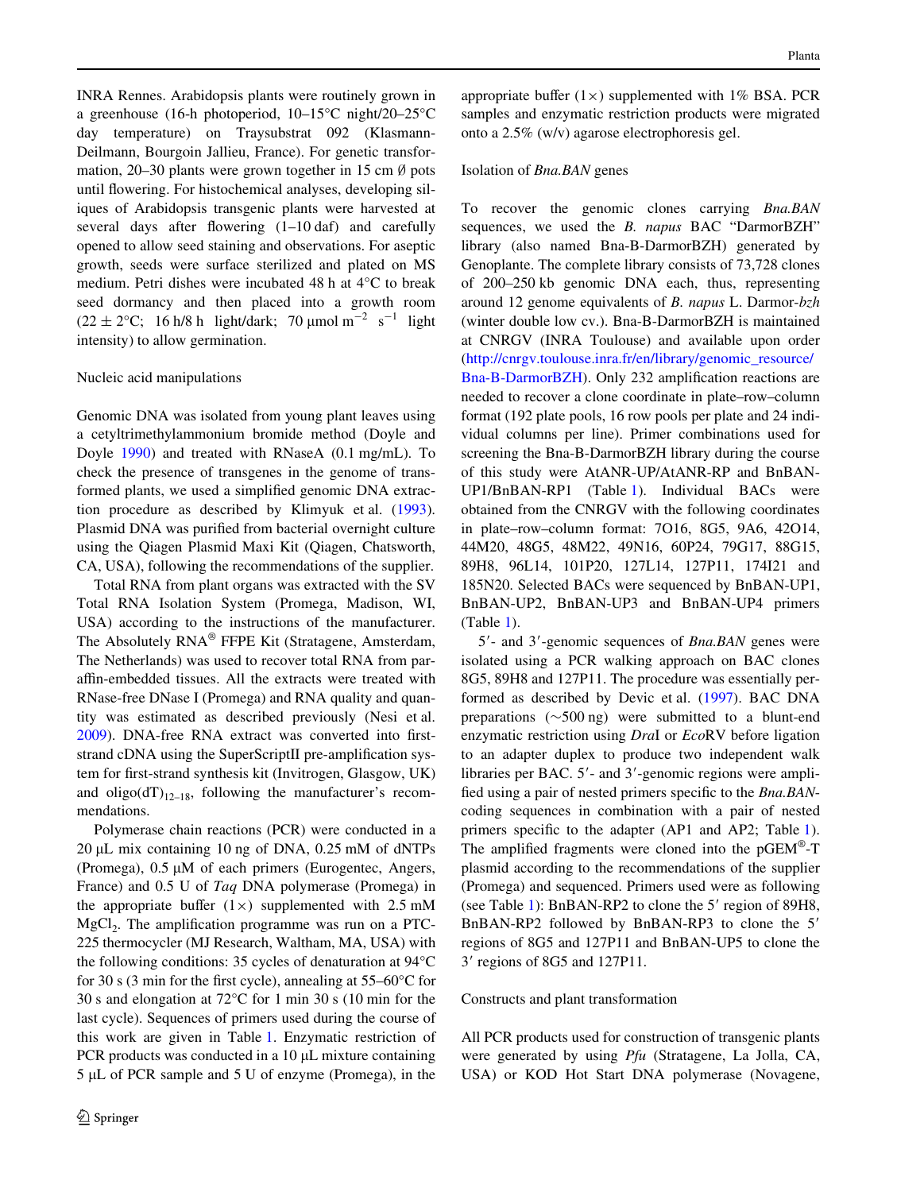INRA Rennes. Arabidopsis plants were routinely grown in a greenhouse (16-h photoperiod, 10–15°C night/20–25°C day temperature) on Traysubstrat 092 (Klasmann-Deilmann, Bourgoin Jallieu, France). For genetic transformation, 20–30 plants were grown together in 15 cm Ø pots until flowering. For histochemical analyses, developing siliques of Arabidopsis transgenic plants were harvested at several days after flowering (1–10 daf) and carefully opened to allow seed staining and observations. For aseptic growth, seeds were surface sterilized and plated on MS medium. Petri dishes were incubated 48 h at 4°C to break seed dormancy and then placed into a growth room (22 ± 2°C; 16 h/8 h light/dark; 70 μmol $m^{-2}$ $s^{-1}$ light intensity) to allow germination.

## Nucleic acid manipulations

Genomic DNA was isolated from young plant leaves using a cetyltrimethylammonium bromide method (Doyle and Doyle 1990) and treated with RNaseA (0.1 mg/mL). To check the presence of transgenes in the genome of transformed plants, we used a simplified genomic DNA extraction procedure as described by Klimyuk et al. (1993). Plasmid DNA was purified from bacterial overnight culture using the Qiagen Plasmid Maxi Kit (Qiagen, Chatsworth, CA, USA), following the recommendations of the supplier.

Total RNA from plant organs was extracted with the SV Total RNA Isolation System (Promega, Madison, WI, USA) according to the instructions of the manufacturer. The Absolutely RNA® FFPE Kit (Stratagene, Amsterdam, The Netherlands) was used to recover total RNA from paraffin-embedded tissues. All the extracts were treated with RNase-free DNase I (Promega) and RNA quality and quantity was estimated as described previously (Nesi et al. 2009). DNA-free RNA extract was converted into first-strand cDNA using the SuperScriptII pre-amplification system for first-strand synthesis kit (Invitrogen, Glasgow, UK) and oligo$(dT)_{12–18}$, following the manufacturer's recommendations.

Polymerase chain reactions (PCR) were conducted in a 20 μL mix containing 10 ng of DNA, 0.25 mM of dNTPs (Promega), 0.5 μM of each primers (Eurogentec, Angers, France) and 0.5 U of *Taq* DNA polymerase (Promega) in the appropriate buffer (1×) supplemented with 2.5 mM $MgCl_2$. The amplification programme was run on a PTC-225 thermocycler (MJ Research, Waltham, MA, USA) with the following conditions: 35 cycles of denaturation at 94°C for 30 s (3 min for the first cycle), annealing at 55–60°C for 30 s and elongation at 72°C for 1 min 30 s (10 min for the last cycle). Sequences of primers used during the course of this work are given in Table 1. Enzymatic restriction of PCR products was conducted in a 10 μL mixture containing 5 μL of PCR sample and 5 U of enzyme (Promega), in the appropriate buffer (1×) supplemented with 1% BSA. PCR samples and enzymatic restriction products were migrated onto a 2.5% (w/v) agarose electrophoresis gel.

## Isolation of *Bna.BAN* genes

To recover the genomic clones carrying *Bna.BAN* sequences, we used the *B. napus* BAC "DarmorBZH" library (also named Bna-B-DarmorBZH) generated by Genoplante. The complete library consists of 73,728 clones of 200–250 kb genomic DNA each, thus, representing around 12 genome equivalents of *B. napus* L. Darmor-*bzh* (winter double low cv.). Bna-B-DarmorBZH is maintained at CNRGV (INRA Toulouse) and available upon order (http://cnrgv.toulouse.inra.fr/en/library/genomic_resource/Bna-B-DarmorBZH). Only 232 amplification reactions are needed to recover a clone coordinate in plate–row–column format (192 plate pools, 16 row pools per plate and 24 individual columns per line). Primer combinations used for screening the Bna-B-DarmorBZH library during the course of this study were AtANR-UP/AtANR-RP and BnBAN-UP1/BnBAN-RP1 (Table 1). Individual BACs were obtained from the CNRGV with the following coordinates in plate–row–column format: 7O16, 8G5, 9A6, 42O14, 44M20, 48G5, 48M22, 49N16, 60P24, 79G17, 88G15, 89H8, 96L14, 101P20, 127L14, 127P11, 174I21 and 185N20. Selected BACs were sequenced by BnBAN-UP1, BnBAN-UP2, BnBAN-UP3 and BnBAN-UP4 primers (Table 1).

5′- and 3′-genomic sequences of *Bna.BAN* genes were isolated using a PCR walking approach on BAC clones 8G5, 89H8 and 127P11. The procedure was essentially performed as described by Devic et al. (1997). BAC DNA preparations (~500 ng) were submitted to a blunt-end enzymatic restriction using *Dra*I or *Eco*RV before ligation to an adapter duplex to produce two independent walk libraries per BAC. 5′- and 3′-genomic regions were amplified using a pair of nested primers specific to the *Bna.BAN*-coding sequences in combination with a pair of nested primers specific to the adapter (AP1 and AP2; Table 1). The amplified fragments were cloned into the pGEM®-T plasmid according to the recommendations of the supplier (Promega) and sequenced. Primers used were as following (see Table 1): BnBAN-RP2 to clone the 5′ region of 89H8, BnBAN-RP2 followed by BnBAN-RP3 to clone the 5′ regions of 8G5 and 127P11 and BnBAN-UP5 to clone the 3′ regions of 8G5 and 127P11.

## Constructs and plant transformation

All PCR products used for construction of transgenic plants were generated by using *Pfu* (Stratagene, La Jolla, CA, USA) or KOD Hot Start DNA polymerase (Novagene,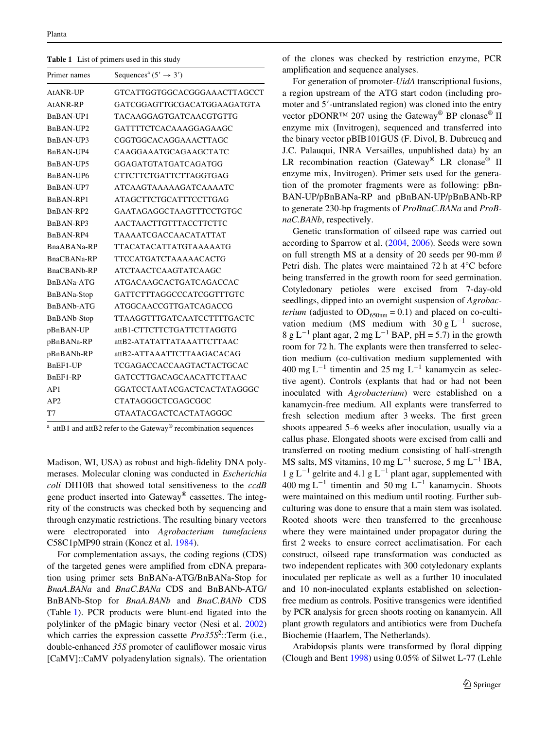**Table 1** List of primers used in this study

| Primer names | Sequences[a] (5′ → 3′) |
|---|---|
| AtANR-UP | GTCATTGGTGGCACGGGAAACTTAGCCT |
| AtANR-RP | GATCGGAGTTGCGACATGGAAGATGTA |
| BnBAN-UP1 | TACAAGGAGTGATCAACGTGTTG |
| BnBAN-UP2 | GATTTTCTCACAAAGGAGAAGC |
| BnBAN-UP3 | CGGTGGCACAGGAAACTTAGC |
| BnBAN-UP4 | CAAGGAAATGCAGAAGCTATC |
| BnBAN-UP5 | GGAGATGTATGATCAGATGG |
| BnBAN-UP6 | CTTCTTCTGATTCTTAGGTGAG |
| BnBAN-UP7 | ATCAAGTAAAAAGATCAAAATC |
| BnBAN-RP1 | ATAGCTTCTGCATTTCCTTGAG |
| BnBAN-RP2 | GAATAGAGGCTAAGTTTCCTGTGC |
| BnBAN-RP3 | AACTAACTTGTTTACCTTCTTC |
| BnBAN-RP4 | TAAAATCGACCAACATATTAT |
| BnaABANa-RP | TTACATACATTATGTAAAAATG |
| BnaCBANa-RP | TTCCATGATCTAAAAACACTG |
| BnaCBANb-RP | ATCTAACTCAAGTATCAAGC |
| BnBANa-ATG | ATGACAAGCACTGATCAGACCAC |
| BnBANa-Stop | GATTCTTTAGGCCCATCGGTTTGTC |
| BnBANb-ATG | ATGGCAACCGTTGATCAGACCG |
| BnBANb-Stop | TTAAGGTTTGATCAATCCTTTTGACTC |
| pBnBAN-UP | attB1-CTTCTTCTGATTCTTAGGTG |
| pBnBANa-RP | attB2-ATATATTATAAATTCTTAAC |
| pBnBANb-RP | attB2-ATTAAATTCTTAAGACACAG |
| BnEF1-UP | TCGAGACCACCAAGTACTACTGCAC |
| BnEF1-RP | GATCCTTGACAGCAACATTCTTAAC |
| AP1 | GGATCCTAATACGACTCACTATAGGGC |
| AP2 | CTATAGGGCTCGAGCGGC |
| T7 | GTAATACGACTCACTATAGGGC |

[a] attB1 and attB2 refer to the Gateway® recombination sequences

Madison, WI, USA) as robust and high-fidelity DNA polymerases. Molecular cloning was conducted in *Escherichia coli* DH10B that showed total sensitiveness to the *ccdB* gene product inserted into Gateway® cassettes. The integrity of the constructs was checked both by sequencing and through enzymatic restrictions. The resulting binary vectors were electroporated into *Agrobacterium tumefaciens* C58C1pMP90 strain (Koncz et al. 1984).

For complementation assays, the coding regions (CDS) of the targeted genes were amplified from cDNA preparation using primer sets BnBANa-ATG/BnBANa-Stop for *BnaA.BANa* and *BnaC.BANa* CDS and BnBANb-ATG/BnBANb-Stop for *BnaA.BANb* and *BnaC.BANb* CDS (Table 1). PCR products were blunt-end ligated into the polylinker of the pMagic binary vector (Nesi et al. 2002) which carries the expression cassette *Pro35S*$^2$::Term (i.e., double-enhanced *35S* promoter of cauliflower mosaic virus [CaMV]::CaMV polyadenylation signals). The orientation of the clones was checked by restriction enzyme, PCR amplification and sequence analyses.

For generation of promoter-*UidA* transcriptional fusions, a region upstream of the ATG start codon (including promoter and 5′-untranslated region) was cloned into the entry vector pDONR™ 207 using the Gateway® BP clonase® II enzyme mix (Invitrogen), sequenced and transferred into the binary vector pBIB101GUS (F. Divol, B. Dubreucq and J.C. Palauqui, INRA Versailles, unpublished data) by an LR recombination reaction (Gateway® LR clonase® II enzyme mix, Invitrogen). Primer sets used for the generation of the promoter fragments were as following: pBnBAN-UP/pBnBANa-RP and pBnBAN-UP/pBnBANb-RP to generate 230-bp fragments of *ProBnaC.BANa* and *ProBnaC.BANb*, respectively.

Genetic transformation of oilseed rape was carried out according to Sparrow et al. (2004, 2006). Seeds were sown on full strength MS at a density of 20 seeds per 90-mm Ø Petri dish. The plates were maintained 72 h at 4°C before being transferred in the growth room for seed germination. Cotyledonary petioles were excised from 7-day-old seedlings, dipped into an overnight suspension of *Agrobacterium* (adjusted to $OD_{650nm} = 0.1$) and placed on co-cultivation medium (MS medium with 30 g $L^{-1}$ sucrose, 8 g $L^{-1}$ plant agar, 2 mg $L^{-1}$ BAP, pH = 5.7) in the growth room for 72 h. The explants were then transferred to selection medium (co-cultivation medium supplemented with 400 mg $L^{-1}$ timentin and 25 mg $L^{-1}$ kanamycin as selective agent). Controls (explants that had or had not been inoculated with *Agrobacterium*) were established on a kanamycin-free medium. All explants were transferred to fresh selection medium after 3 weeks. The first green shoots appeared 5–6 weeks after inoculation, usually via a callus phase. Elongated shoots were excised from calli and transferred on rooting medium consisting of half-strength MS salts, MS vitamins, 10 mg $L^{-1}$ sucrose, 5 mg $L^{-1}$ IBA, 1 g $L^{-1}$ gelrite and 4.1 g $L^{-1}$ plant agar, supplemented with 400 mg $L^{-1}$ timentin and 50 mg $L^{-1}$ kanamycin. Shoots were maintained on this medium until rooting. Further subculturing was done to ensure that a main stem was isolated. Rooted shoots were then transferred to the greenhouse where they were maintained under propagator during the first 2 weeks to ensure correct acclimatisation. For each construct, oilseed rape transformation was conducted as two independent replicates with 300 cotyledonary explants inoculated per replicate as well as a further 10 inoculated and 10 non-inoculated explants established on selection-free medium as controls. Positive transgenics were identified by PCR analysis for green shoots rooting on kanamycin. All plant growth regulators and antibiotics were from Duchefa Biochemie (Haarlem, The Netherlands).

Arabidopsis plants were transformed by floral dipping (Clough and Bent 1998) using 0.05% of Silwet L-77 (Lehle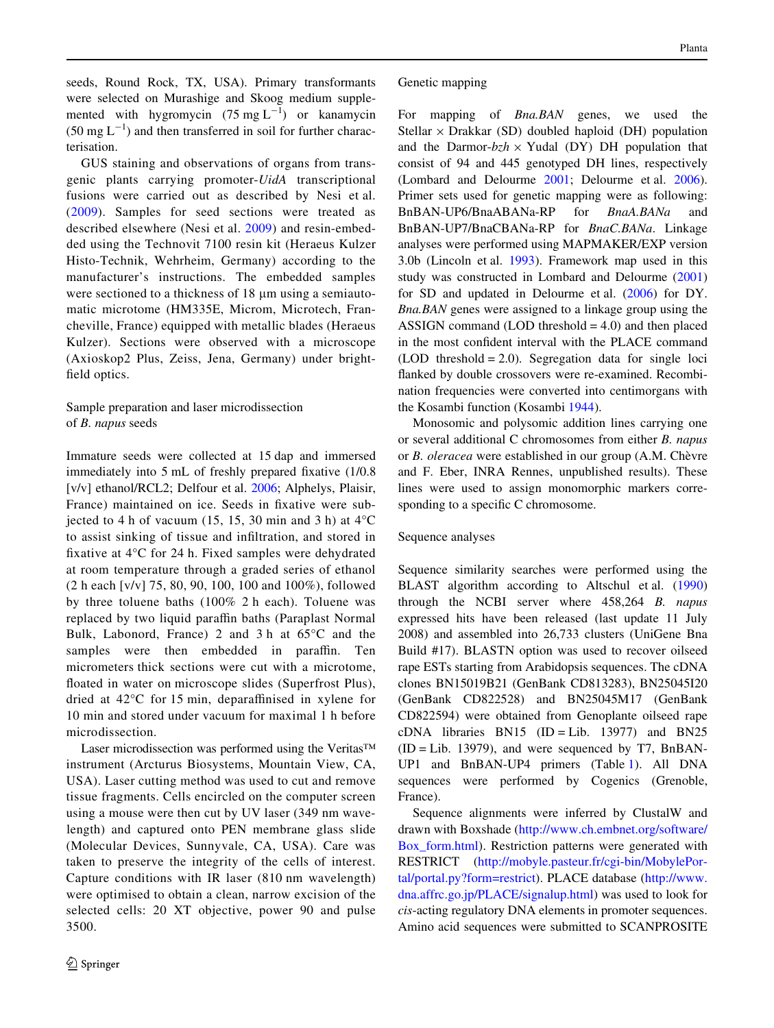seeds, Round Rock, TX, USA). Primary transformants were selected on Murashige and Skoog medium supplemented with hygromycin (75 mg $L^{-1}$) or kanamycin (50 mg $L^{-1}$) and then transferred in soil for further characterisation.

GUS staining and observations of organs from transgenic plants carrying promoter-*UidA* transcriptional fusions were carried out as described by Nesi et al. (2009). Samples for seed sections were treated as described elsewhere (Nesi et al. 2009) and resin-embedded using the Technovit 7100 resin kit (Heraeus Kulzer Histo-Technik, Wehrheim, Germany) according to the manufacturer's instructions. The embedded samples were sectioned to a thickness of 18 μm using a semiautomatic microtome (HM335E, Microm, Microtech, Francheville, France) equipped with metallic blades (Heraeus Kulzer). Sections were observed with a microscope (Axioskop2 Plus, Zeiss, Jena, Germany) under bright-field optics.

## Sample preparation and laser microdissection of *B. napus* seeds

Immature seeds were collected at 15 dap and immersed immediately into 5 mL of freshly prepared fixative (1/0.8 [v/v] ethanol/RCL2; Delfour et al. 2006; Alphelys, Plaisir, France) maintained on ice. Seeds in fixative were subjected to 4 h of vacuum (15, 15, 30 min and 3 h) at 4°C to assist sinking of tissue and infiltration, and stored in fixative at 4°C for 24 h. Fixed samples were dehydrated at room temperature through a graded series of ethanol (2 h each [v/v] 75, 80, 90, 100, 100 and 100%), followed by three toluene baths (100% 2 h each). Toluene was replaced by two liquid paraffin baths (Paraplast Normal Bulk, Labonord, France) 2 and 3 h at 65°C and the samples were then embedded in paraffin. Ten micrometers thick sections were cut with a microtome, floated in water on microscope slides (Superfrost Plus), dried at 42°C for 15 min, deparaffinised in xylene for 10 min and stored under vacuum for maximal 1 h before microdissection.

Laser microdissection was performed using the Veritas™ instrument (Arcturus Biosystems, Mountain View, CA, USA). Laser cutting method was used to cut and remove tissue fragments. Cells encircled on the computer screen using a mouse were then cut by UV laser (349 nm wavelength) and captured onto PEN membrane glass slide (Molecular Devices, Sunnyvale, CA, USA). Care was taken to preserve the integrity of the cells of interest. Capture conditions with IR laser (810 nm wavelength) were optimised to obtain a clean, narrow excision of the selected cells: 20 XT objective, power 90 and pulse 3500.

## Genetic mapping

For mapping of *Bna.BAN* genes, we used the Stellar × Drakkar (SD) doubled haploid (DH) population and the Darmor-*bzh* × Yudal (DY) DH population that consist of 94 and 445 genotyped DH lines, respectively (Lombard and Delourme 2001; Delourme et al. 2006). Primer sets used for genetic mapping were as following: BnBAN-UP6/BnaABANa-RP for *BnaA.BANa* and BnBAN-UP7/BnaCBANa-RP for *BnaC.BANa*. Linkage analyses were performed using MAPMAKER/EXP version 3.0b (Lincoln et al. 1993). Framework map used in this study was constructed in Lombard and Delourme (2001) for SD and updated in Delourme et al. (2006) for DY. *Bna.BAN* genes were assigned to a linkage group using the ASSIGN command (LOD threshold = 4.0) and then placed in the most confident interval with the PLACE command (LOD threshold = 2.0). Segregation data for single loci flanked by double crossovers were re-examined. Recombination frequencies were converted into centimorgans with the Kosambi function (Kosambi 1944).

Monosomic and polysomic addition lines carrying one or several additional C chromosomes from either *B. napus* or *B. oleracea* were established in our group (A.M. Chèvre and F. Eber, INRA Rennes, unpublished results). These lines were used to assign monomorphic markers corresponding to a specific C chromosome.

## Sequence analyses

Sequence similarity searches were performed using the BLAST algorithm according to Altschul et al. (1990) through the NCBI server where 458,264 *B. napus* expressed hits have been released (last update 11 July 2008) and assembled into 26,733 clusters (UniGene Bna Build #17). BLASTN option was used to recover oilseed rape ESTs starting from Arabidopsis sequences. The cDNA clones BN15019B21 (GenBank CD813283), BN25045I20 (GenBank CD822528) and BN25045M17 (GenBank CD822594) were obtained from Genoplante oilseed rape cDNA libraries BN15 (ID = Lib. 13977) and BN25 (ID = Lib. 13979), and were sequenced by T7, BnBAN-UP1 and BnBAN-UP4 primers (Table 1). All DNA sequences were performed by Cogenics (Grenoble, France).

Sequence alignments were inferred by ClustalW and drawn with Boxshade (http://www.ch.embnet.org/software/Box_form.html). Restriction patterns were generated with RESTRICT (http://mobyle.pasteur.fr/cgi-bin/MobylePortal/portal.py?form=restrict). PLACE database (http://www.dna.affrc.go.jp/PLACE/signalup.html) was used to look for *cis*-acting regulatory DNA elements in promoter sequences. Amino acid sequences were submitted to SCANPROSITE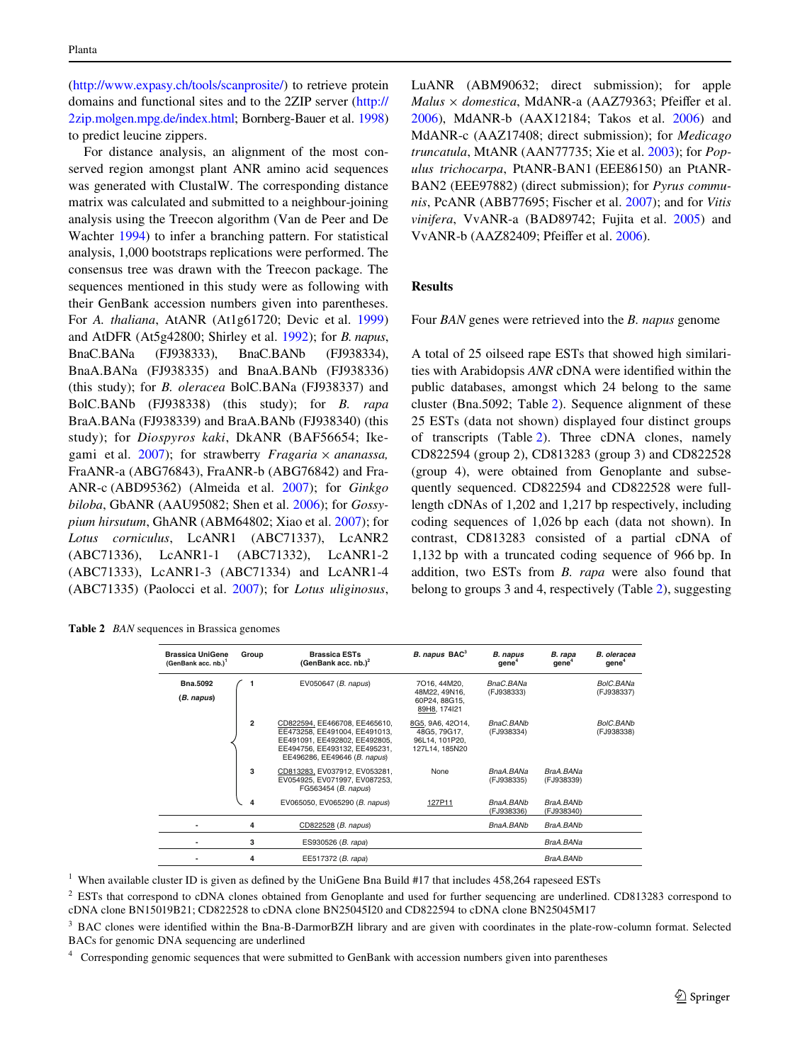(http://www.expasy.ch/tools/scanprosite/) to retrieve protein domains and functional sites and to the 2ZIP server (http://2zip.molgen.mpg.de/index.html; Bornberg-Bauer et al. 1998) to predict leucine zippers.

For distance analysis, an alignment of the most conserved region amongst plant ANR amino acid sequences was generated with ClustalW. The corresponding distance matrix was calculated and submitted to a neighbour-joining analysis using the Treecon algorithm (Van de Peer and De Wachter 1994) to infer a branching pattern. For statistical analysis, 1,000 bootstraps replications were performed. The consensus tree was drawn with the Treecon package. The sequences mentioned in this study were as following with their GenBank accession numbers given into parentheses. For *A. thaliana*, AtANR (At1g61720; Devic et al. 1999) and AtDFR (At5g42800; Shirley et al. 1992); for *B. napus*, BnaC.BANa (FJ938333), BnaC.BANb (FJ938334), BnaA.BANa (FJ938335) and BnaA.BANb (FJ938336) (this study); for *B. oleracea* BolC.BANa (FJ938337) and BolC.BANb (FJ938338) (this study); for *B. rapa* BraA.BANa (FJ938339) and BraA.BANb (FJ938340) (this study); for *Diospyros kaki*, DkANR (BAF56654; Ikegami et al. 2007); for strawberry *Fragaria* × *ananassa*, FraANR-a (ABG76843), FraANR-b (ABG76842) and FraANR-c (ABD95362) (Almeida et al. 2007); for *Ginkgo biloba*, GbANR (AAU95082; Shen et al. 2006); for *Gossypium hirsutum*, GhANR (ABM64802; Xiao et al. 2007); for *Lotus corniculus*, LcANR1 (ABC71337), LcANR2 (ABC71336), LcANR1-1 (ABC71332), LcANR1-2 (ABC71333), LcANR1-3 (ABC71334) and LcANR1-4 (ABC71335) (Paolocci et al. 2007); for *Lotus uliginosus*, LuANR (ABM90632; direct submission); for apple *Malus* × *domestica*, MdANR-a (AAZ79363; Pfeiffer et al. 2006), MdANR-b (AAX12184; Takos et al. 2006) and MdANR-c (AAZ17408; direct submission); for *Medicago truncatula*, MtANR (AAN77735; Xie et al. 2003); for *Populus trichocarpa*, PtANR-BAN1 (EEE86150) an PtANR-BAN2 (EEE97882) (direct submission); for *Pyrus communis*, PcANR (ABB77695; Fischer et al. 2007); and for *Vitis vinifera*, VvANR-a (BAD89742; Fujita et al. 2005) and VvANR-b (AAZ82409; Pfeiffer et al. 2006).

## Results

Four *BAN* genes were retrieved into the *B. napus* genome

A total of 25 oilseed rape ESTs that showed high similarities with Arabidopsis *ANR* cDNA were identified within the public databases, amongst which 24 belong to the same cluster (Bna.5092; Table 2). Sequence alignment of these 25 ESTs (data not shown) displayed four distinct groups of transcripts (Table 2). Three cDNA clones, namely CD822594 (group 2), CD813283 (group 3) and CD822528 (group 4), were obtained from Genoplante and subsequently sequenced. CD822594 and CD822528 were full-length cDNAs of 1,202 and 1,217 bp respectively, including coding sequences of 1,026 bp each (data not shown). In contrast, CD813283 consisted of a partial cDNA of 1,132 bp with a truncated coding sequence of 966 bp. In addition, two ESTs from *B. rapa* were also found that belong to groups 3 and 4, respectively (Table 2), suggesting

**Table 2** *BAN* sequences in Brassica genomes

| Brassica UniGene (GenBank acc. nb.)[1] | Group | Brassica ESTs (GenBank acc. nb.)[2] | *B. napus* BAC[3] | *B. napus* gene[4] | *B. rapa* gene[4] | *B. oleracea* gene[4] |
|---|---|---|---|---|---|---|
| Bna.5092 (*B. napus*) | 1 | EV050647 (*B. napus*) | 7O16, 44M20, 48M22, 49N16, 60P24, 88G15, 89H8, 174I21 | *BnaC.BANa* (FJ938333) | | *BolC.BANa* (FJ938337) |
| | 2 | CD822594, EE466708, EE465610, EE473258, EE491004, EE491013, EE491091, EE492802, EE492805, EE494756, EE493132, EE495231, EE496286, EE49646 (*B. napus*) | 8G5, 9A6, 42O14, 48G5, 79G17, 96L14, 101P20, 127L14, 185N20 | *BnaC.BANb* (FJ938334) | | *BolC.BANb* (FJ938338) |
| | 3 | CD813283, EV037912, EV053281, EV054925, EV071997, EV087253, FG563454 (*B. napus*) | None | *BnaA.BANa* (FJ938335) | *BraA.BANa* (FJ938339) | |
| | 4 | EV065050, EV065290 (*B. napus*) | 127P11 | *BnaA.BANb* (FJ938336) | *BraA.BANb* (FJ938340) | |
| - | 4 | CD822528 (*B. napus*) | | *BnaA.BANb* | *BraA.BANb* | |
| - | 3 | ES930526 (*B. rapa*) | | | *BraA.BANa* | |
| - | 4 | EE517372 (*B. rapa*) | | | *BraA.BANb* | |

[1] When available cluster ID is given as defined by the UniGene Bna Build #17 that includes 458,264 rapeseed ESTs

[2] ESTs that correspond to cDNA clones obtained from Genoplante and used for further sequencing are underlined. CD813283 correspond to cDNA clone BN15019B21; CD822528 to cDNA clone BN25045I20 and CD822594 to cDNA clone BN25045M17

[3] BAC clones were identified within the Bna-B-DarmorBZH library and are given with coordinates in the plate-row-column format. Selected BACs for genomic DNA sequencing are underlined

[4] Corresponding genomic sequences that were submitted to GenBank with accession numbers given into parentheses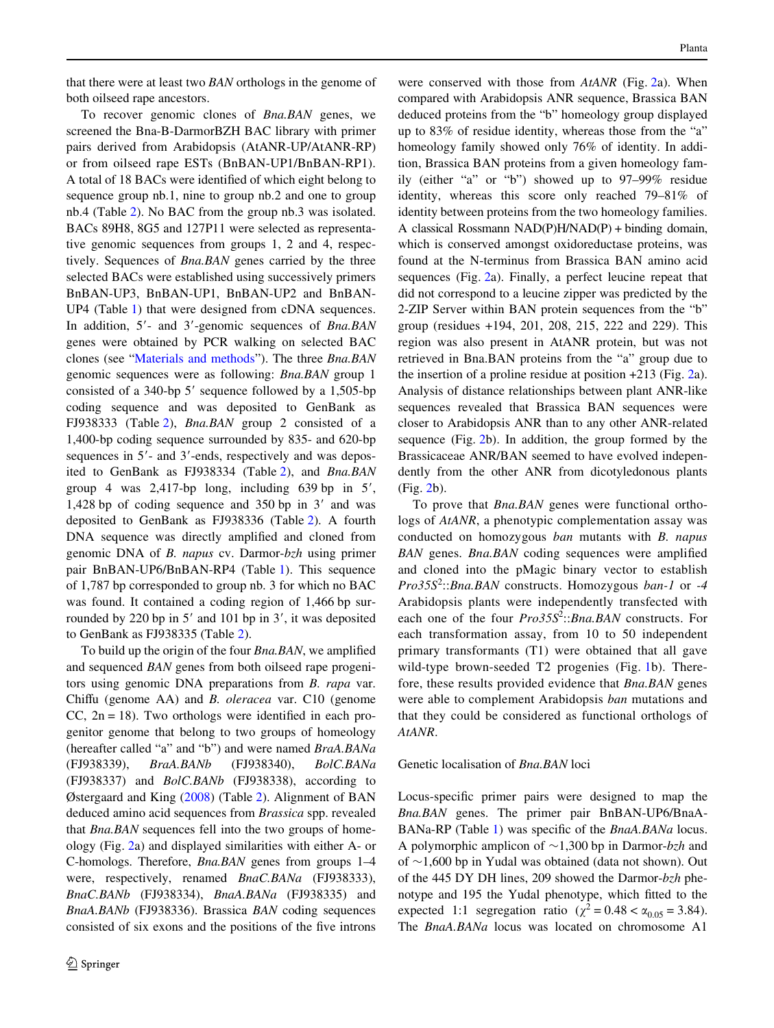that there were at least two *BAN* orthologs in the genome of both oilseed rape ancestors.

To recover genomic clones of *Bna.BAN* genes, we screened the Bna-B-DarmorBZH BAC library with primer pairs derived from Arabidopsis (AtANR-UP/AtANR-RP) or from oilseed rape ESTs (BnBAN-UP1/BnBAN-RP1). A total of 18 BACs were identified of which eight belong to sequence group nb.1, nine to group nb.2 and one to group nb.4 (Table 2). No BAC from the group nb.3 was isolated. BACs 89H8, 8G5 and 127P11 were selected as representative genomic sequences from groups 1, 2 and 4, respectively. Sequences of *Bna.BAN* genes carried by the three selected BACs were established using successively primers BnBAN-UP3, BnBAN-UP1, BnBAN-UP2 and BnBAN-UP4 (Table 1) that were designed from cDNA sequences. In addition, 5′- and 3′-genomic sequences of *Bna.BAN* genes were obtained by PCR walking on selected BAC clones (see "Materials and methods"). The three *Bna.BAN* genomic sequences were as following: *Bna.BAN* group 1 consisted of a 340-bp 5′ sequence followed by a 1,505-bp coding sequence and was deposited to GenBank as FJ938333 (Table 2), *Bna.BAN* group 2 consisted of a 1,400-bp coding sequence surrounded by 835- and 620-bp sequences in 5′- and 3′-ends, respectively and was deposited to GenBank as FJ938334 (Table 2), and *Bna.BAN* group 4 was 2,417-bp long, including 639 bp in 5′, 1,428 bp of coding sequence and 350 bp in 3′ and was deposited to GenBank as FJ938336 (Table 2). A fourth DNA sequence was directly amplified and cloned from genomic DNA of *B. napus* cv. Darmor-*bzh* using primer pair BnBAN-UP6/BnBAN-RP4 (Table 1). This sequence of 1,787 bp corresponded to group nb. 3 for which no BAC was found. It contained a coding region of 1,466 bp surrounded by 220 bp in 5′ and 101 bp in 3′, it was deposited to GenBank as FJ938335 (Table 2).

To build up the origin of the four *Bna.BAN*, we amplified and sequenced *BAN* genes from both oilseed rape progenitors using genomic DNA preparations from *B. rapa* var. Chiffu (genome AA) and *B. oleracea* var. C10 (genome CC, 2n = 18). Two orthologs were identified in each progenitor genome that belong to two groups of homeology (hereafter called "a" and "b") and were named *BraA.BANa* (FJ938339), *BraA.BANb* (FJ938340), *BolC.BANa* (FJ938337) and *BolC.BANb* (FJ938338), according to Østergaard and King (2008) (Table 2). Alignment of BAN deduced amino acid sequences from *Brassica* spp. revealed that *Bna.BAN* sequences fell into the two groups of homeology (Fig. 2a) and displayed similarities with either A- or C-homologs. Therefore, *Bna.BAN* genes from groups 1–4 were, respectively, renamed *BnaC.BANa* (FJ933333), *BnaC.BANb* (FJ938334), *BnaA.BANa* (FJ938335) and *BnaA.BANb* (FJ938336). Brassica *BAN* coding sequences consisted of six exons and the positions of the five introns were conserved with those from *AtANR* (Fig. 2a). When compared with Arabidopsis ANR sequence, Brassica BAN deduced proteins from the "b" homeology group displayed up to 83% of residue identity, whereas those from the "a" homeology family showed only 76% of identity. In addition, Brassica BAN proteins from a given homeology family (either "a" or "b") showed up to 97–99% residue identity, whereas this score only reached 79–81% of identity between proteins from the two homeology families. A classical Rossmann NAD(P)H/NAD(P) + binding domain, which is conserved amongst oxidoreductase proteins, was found at the N-terminus from Brassica BAN amino acid sequences (Fig. 2a). Finally, a perfect leucine repeat that did not correspond to a leucine zipper was predicted by the 2-ZIP Server within BAN protein sequences from the "b" group (residues +194, 201, 208, 215, 222 and 229). This region was also present in AtANR protein, but was not retrieved in Bna.BAN proteins from the "a" group due to the insertion of a proline residue at position +213 (Fig. 2a). Analysis of distance relationships between plant ANR-like sequences revealed that Brassica BAN sequences were closer to Arabidopsis ANR than to any other ANR-related sequence (Fig. 2b). In addition, the group formed by the Brassicaceae ANR/BAN seemed to have evolved independently from the other ANR from dicotyledonous plants (Fig. 2b).

To prove that *Bna.BAN* genes were functional orthologs of *AtANR*, a phenotypic complementation assay was conducted on homozygous *ban* mutants with *B. napus BAN* genes. *Bna.BAN* coding sequences were amplified and cloned into the pMagic binary vector to establish *Pro35S*$^2$::*Bna.BAN* constructs. Homozygous *ban-1* or *-4* Arabidopsis plants were independently transfected with each one of the four *Pro35S*$^2$::*Bna.BAN* constructs. For each transformation assay, from 10 to 50 independent primary transformants (T1) were obtained that all gave wild-type brown-seeded T2 progenies (Fig. 1b). Therefore, these results provided evidence that *Bna.BAN* genes were able to complement Arabidopsis *ban* mutations and that they could be considered as functional orthologs of *AtANR*.

### Genetic localisation of *Bna.BAN* loci

Locus-specific primer pairs were designed to map the *Bna.BAN* genes. The primer pair BnBAN-UP6/BnaA-BANa-RP (Table 1) was specific of the *BnaA.BANa* locus. A polymorphic amplicon of ~1,300 bp in Darmor-*bzh* and of ~1,600 bp in Yudal was obtained (data not shown). Out of the 445 DY DH lines, 209 showed the Darmor-*bzh* phenotype and 195 the Yudal phenotype, which fitted to the expected 1:1 segregation ratio ($\chi^2 = 0.48 < \alpha_{0.05} = 3.84$). The *BnaA.BANa* locus was located on chromosome A1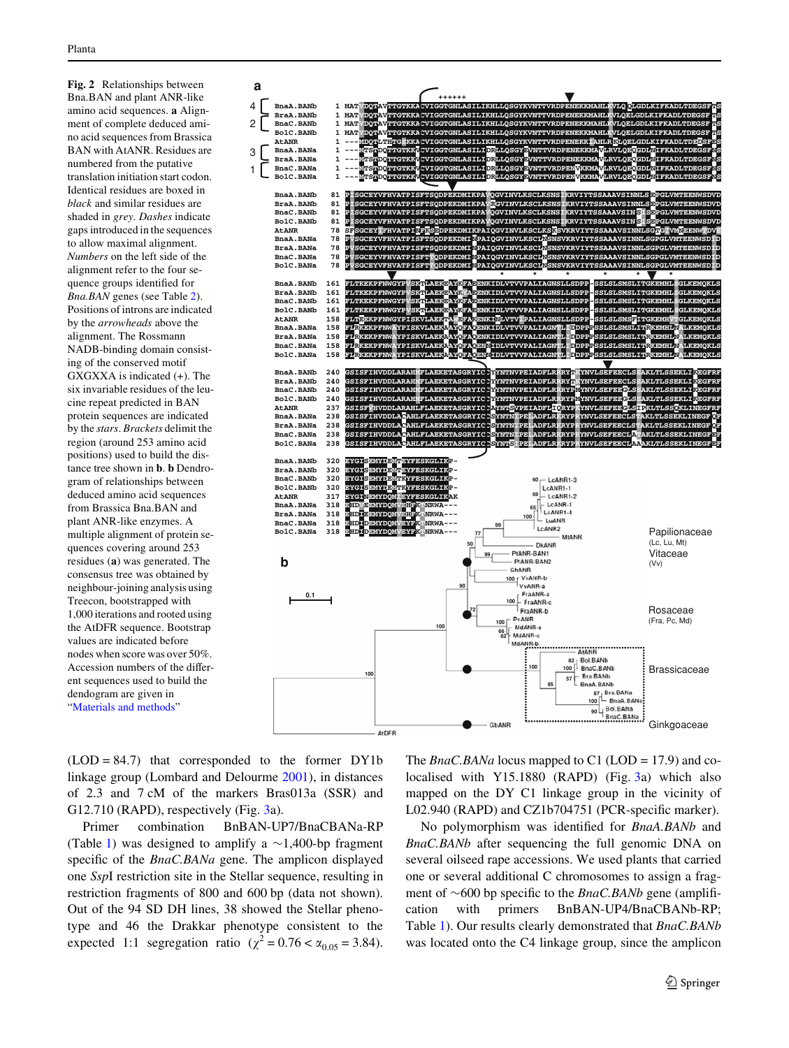**Fig. 2** Relationships between Bna.BAN and plant ANR-like amino acid sequences. **a** Alignment of complete deduced amino acid sequences from Brassica BAN with AtANR. Residues are numbered from the putative translation initiation start codon. Identical residues are boxed in *black* and similar residues are shaded in *grey*. *Dashes* indicate gaps introduced in the sequences to allow maximal alignment. *Numbers* on the left side of the alignment refer to the four sequence groups identified for *Bna.BAN* genes (see Table 2). Positions of introns are indicated by the *arrowheads* above the alignment. The Rossmann NADB-binding domain consisting of the conserved motif GXGXXA is indicated (+). The six invariable residues of the leucine repeat predicted in BAN protein sequences are indicated by the *stars*. *Brackets* delimit the region (around 253 amino acid positions) used to build the distance tree shown in **b**. **b** Dendrogram of relationships between deduced amino acid sequences from Brassica Bna.BAN and plant ANR-like enzymes. A multiple alignment of protein sequences covering around 253 residues (**a**) was generated. The consensus tree was obtained by neighbour-joining analysis using Treecon, bootstrapped with 1,000 iterations and rooted using the AtDFR sequence. Bootstrap values are indicated before nodes when score was over 50%. Accession numbers of the different sequences used to build the dendogram are given in "Materials and methods"

(LOD = 84.7) that corresponded to the former DY1b linkage group (Lombard and Delourme 2001), in distances of 2.3 and 7 cM of the markers Bras013a (SSR) and G12.710 (RAPD), respectively (Fig. 3a).

Primer combination BnBAN-UP7/BnaCBANa-RP (Table 1) was designed to amplify a ~1,400-bp fragment specific of the *BnaC.BANa* gene. The amplicon displayed one *Ssp*I restriction site in the Stellar sequence, resulting in restriction fragments of 800 and 600 bp (data not shown). Out of the 94 SD DH lines, 38 showed the Stellar phenotype and 46 the Drakkar phenotype consistent to the expected 1:1 segregation ratio ($\chi^2 = 0.76 < \alpha_{0.05} = 3.84$). The *BnaC.BANa* locus mapped to C1 (LOD = 17.9) and co-localised with Y15.1880 (RAPD) (Fig. 3a) which also mapped on the DY C1 linkage group in the vicinity of L02.940 (RAPD) and CZ1b704751 (PCR-specific marker).

No polymorphism was identified for *BnaA.BANb* and *BnaC.BANb* after sequencing the full genomic DNA on several oilseed rape accessions. We used plants that carried one or several additional C chromosomes to assign a fragment of ~600 bp specific to the *BnaC.BANb* gene (amplification with primers BnBAN-UP4/BnaCBANb-RP; Table 1). Our results clearly demonstrated that *BnaC.BANb* was located onto the C4 linkage group, since the amplicon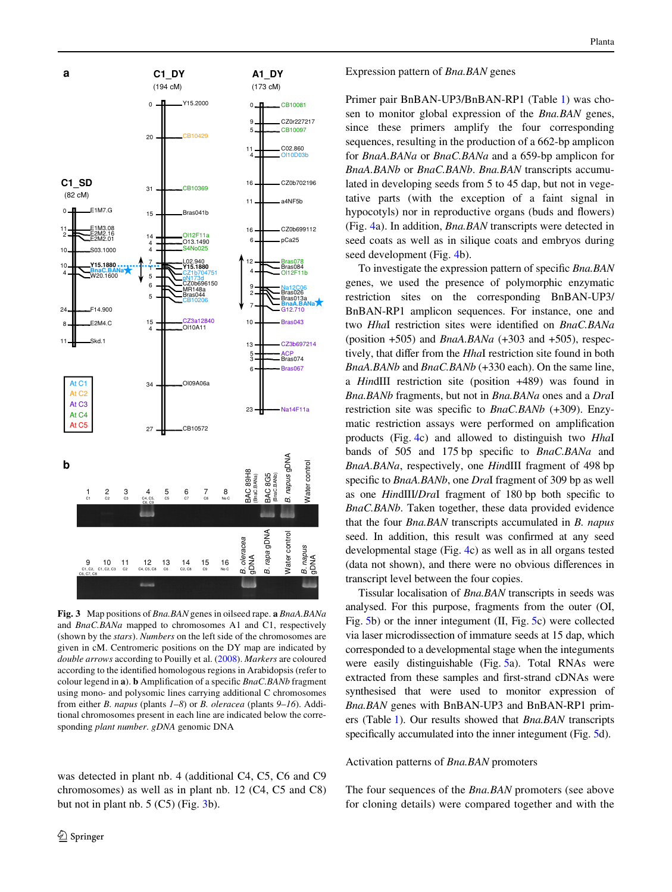**Fig. 3** Map positions of *Bna.BAN* genes in oilseed rape. **a** *BnaA.BANa* and *BnaC.BANa* mapped to chromosomes A1 and C1, respectively (shown by the *stars*). *Numbers* on the left side of the chromosomes are given in cM. Centromeric positions on the DY map are indicated by *double arrows* according to Pouilly et al. (2008). *Markers* are coloured according to the identified homologous regions in Arabidopsis (refer to colour legend in **a**). **b** Amplification of a specific *BnaC.BANb* fragment using mono- and polysomic lines carrying additional C chromosomes from either *B. napus* (plants *1–8*) or *B. oleracea* (plants *9–16*). Additional chromosomes present in each line are indicated below the corresponding *plant number*. *gDNA* genomic DNA

was detected in plant nb. 4 (additional C4, C5, C6 and C9 chromosomes) as well as in plant nb. 12 (C4, C5 and C8) but not in plant nb. 5 (C5) (Fig. 3b).

## Expression pattern of *Bna.BAN* genes

Primer pair BnBAN-UP3/BnBAN-RP1 (Table 1) was chosen to monitor global expression of the *Bna.BAN* genes, since these primers amplify the four corresponding sequences, resulting in the production of a 662-bp amplicon for *BnaA.BANa* or *BnaC.BANa* and a 659-bp amplicon for *BnaA.BANb* or *BnaC.BANb*. *Bna.BAN* transcripts accumulated in developing seeds from 5 to 45 dap, but not in vegetative parts (with the exception of a faint signal in hypocotyls) nor in reproductive organs (buds and flowers) (Fig. 4a). In addition, *Bna.BAN* transcripts were detected in seed coats as well as in silique coats and embryos during seed development (Fig. 4b).

To investigate the expression pattern of specific *Bna.BAN* genes, we used the presence of polymorphic enzymatic restriction sites on the corresponding BnBAN-UP3/BnBAN-RP1 amplicon sequences. For instance, one and two *Hha*I restriction sites were identified on *BnaC.BANa* (position +505) and *BnaA.BANa* (+303 and +505), respectively, that differ from the *Hha*I restriction site found in both *BnaA.BANb* and *BnaC.BANb* (+330 each). On the same line, a *Hin*dIII restriction site (position +489) was found in *Bna.BANb* fragments, but not in *Bna.BANa* ones and a *Dra*I restriction site was specific to *BnaC.BANb* (+309). Enzymatic restriction assays were performed on amplification products (Fig. 4c) and allowed to distinguish two *Hha*I bands of 505 and 175 bp specific to *BnaC.BANa* and *BnaA.BANa*, respectively, one *Hin*dIII fragment of 498 bp specific to *BnaA.BANb*, one *Dra*I fragment of 309 bp as well as one *Hin*dIII/*Dra*I fragment of 180 bp both specific to *BnaC.BANb*. Taken together, these data provided evidence that the four *Bna.BAN* transcripts accumulated in *B. napus* seed. In addition, this result was confirmed at any seed developmental stage (Fig. 4c) as well as in all organs tested (data not shown), and there were no obvious differences in transcript level between the four copies.

Tissular localisation of *Bna.BAN* transcripts in seeds was analysed. For this purpose, fragments from the outer (OI, Fig. 5b) or the inner integument (II, Fig. 5c) were collected via laser microdissection of immature seeds at 15 dap, which corresponded to a developmental stage when the integuments were easily distinguishable (Fig. 5a). Total RNAs were extracted from these samples and first-strand cDNAs were synthesised that were used to monitor expression of *Bna.BAN* genes with BnBAN-UP3 and BnBAN-RP1 primers (Table 1). Our results showed that *Bna.BAN* transcripts specifically accumulated into the inner integument (Fig. 5d).

## Activation patterns of *Bna.BAN* promoters

The four sequences of the *Bna.BAN* promoters (see above for cloning details) were compared together and with the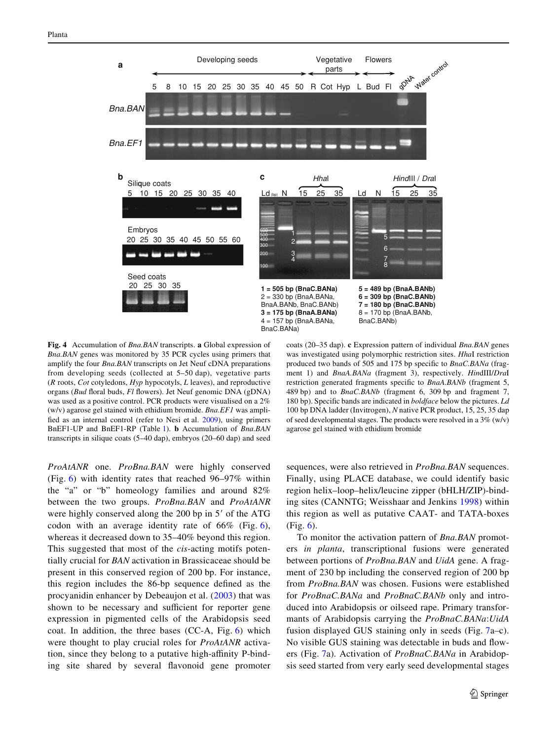**Fig. 4** Accumulation of *Bna.BAN* transcripts. **a** Global expression of *Bna.BAN* genes was monitored by 35 PCR cycles using primers that amplify the four *Bna.BAN* transcripts on Jet Neuf cDNA preparations from developing seeds (collected at 5–50 dap), vegetative parts (*R* roots, *Cot* cotyledons, *Hyp* hypocotyls, *L* leaves), and reproductive organs (*Bud* floral buds, *Fl* flowers). Jet Neuf genomic DNA (gDNA) was used as a positive control. PCR products were visualised on a 2% (w/v) agarose gel stained with ethidium bromide. *Bna.EF1* was amplified as an internal control (refer to Nesi et al. 2009), using primers BnEF1-UP and BnEF1-RP (Table 1). **b** Accumulation of *Bna.BAN* transcripts in silique coats (5–40 dap), embryos (20–60 dap) and seed coats (20–35 dap). **c** Expression pattern of individual *Bna.BAN* genes was investigated using polymorphic restriction sites. *Hha*I restriction produced two bands of 505 and 175 bp specific to *BnaC.BANa* (fragment 1) and *BnaA.BANa* (fragment 3), respectively. *Hin*dIII/*Dra*I restriction generated fragments specific to *BnaA.BANb* (fragment 5, 489 bp) and to *BnaC.BANb* (fragment 6, 309 bp and fragment 7, 180 bp). Specific bands are indicated in *boldface* below the pictures. *Ld* 100 bp DNA ladder (Invitrogen), *N* native PCR product, 15, 25, 35 dap of seed developmental stages. The products were resolved in a 3% (w/v) agarose gel stained with ethidium bromide

*ProAtANR* one. *ProBna.BAN* were highly conserved (Fig. 6) with identity rates that reached 96–97% within the "a" or "b" homeology families and around 82% between the two groups. *ProBna.BAN* and *ProAtANR* were highly conserved along the 200 bp in 5′ of the ATG codon with an average identity rate of 66% (Fig. 6), whereas it decreased down to 35–40% beyond this region. This suggested that most of the *cis*-acting motifs potentially crucial for *BAN* activation in Brassicaceae should be present in this conserved region of 200 bp. For instance, this region includes the 86-bp sequence defined as the procyanidin enhancer by Debeaujon et al. (2003) that was shown to be necessary and sufficient for reporter gene expression in pigmented cells of the Arabidopsis seed coat. In addition, the three bases (CC-A, Fig. 6) which were thought to play crucial roles for *ProAtANR* activation, since they belong to a putative high-affinity P-binding site shared by several flavonoid gene promoter sequences, were also retrieved in *ProBna.BAN* sequences. Finally, using PLACE database, we could identify basic region helix–loop–helix/leucine zipper (bHLH/ZIP)-binding sites (CANNTG; Weisshaar and Jenkins 1998) within this region as well as putative CAAT- and TATA-boxes (Fig. 6).

To monitor the activation pattern of *Bna.BAN* promoters *in planta*, transcriptional fusions were generated between portions of *ProBna.BAN* and *UidA* gene. A fragment of 230 bp including the conserved region of 200 bp from *ProBna.BAN* was chosen. Fusions were established for *ProBnaC.BANa* and *ProBnaC.BANb* only and introduced into Arabidopsis or oilseed rape. Primary transformants of Arabidopsis carrying the *ProBnaC.BANa*:*UidA* fusion displayed GUS staining only in seeds (Fig. 7a–c). No visible GUS staining was detectable in buds and flowers (Fig. 7a). Activation of *ProBnaC.BANa* in Arabidopsis seed started from very early seed developmental stages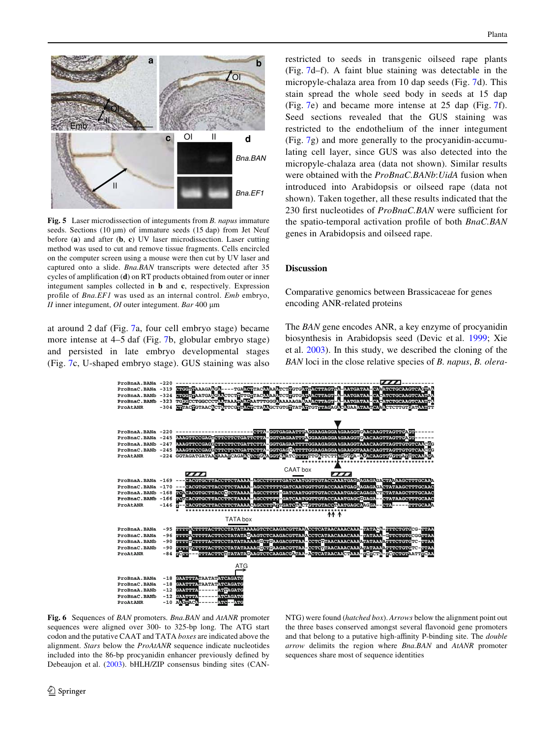**Fig. 5** Laser microdissection of integuments from *B. napus* immature seeds. Sections (10 µm) of immature seeds (15 dap) from Jet Neuf before (**a**) and after (**b**, **c**) UV laser microdissection. Laser cutting method was used to cut and remove tissue fragments. Cells encircled on the computer screen using a mouse were then cut by UV laser and captured onto a slide. *Bna.BAN* transcripts were detected after 35 cycles of amplification (**d**) on RT products obtained from outer or inner integument samples collected in **b** and **c**, respectively. Expression profile of *Bna.EF1* was used as an internal control. *Emb* embryo, *II* inner integument, *OI* outer integument. *Bar* 400 µm

at around 2 daf (Fig. 7a, four cell embryo stage) became more intense at 4–5 daf (Fig. 7b, globular embryo stage) and persisted in late embryo developmental stages (Fig. 7c, U-shaped embryo stage). GUS staining was also restricted to seeds in transgenic oilseed rape plants (Fig. 7d–f). A faint blue staining was detectable in the micropyle-chalaza area from 10 dap seeds (Fig. 7d). This stain spread the whole seed body in seeds at 15 dap (Fig. 7e) and became more intense at 25 dap (Fig. 7f). Seed sections revealed that the GUS staining was restricted to the endothelium of the inner integument (Fig. 7g) and more generally to the procyanidin-accumulating cell layer, since GUS was also detected into the micropyle-chalaza area (data not shown). Similar results were obtained with the *ProBnaC.BANb*:*UidA* fusion when introduced into Arabidopsis or oilseed rape (data not shown). Taken together, all these results indicated that the 230 first nucleotides of *ProBnaC.BAN* were sufficient for the spatio-temporal activation profile of both *BnaC.BAN* genes in Arabidopsis and oilseed rape.

## Discussion

### Comparative genomics between Brassicaceae for genes encoding ANR-related proteins

The *BAN* gene encodes ANR, a key enzyme of procyanidin biosynthesis in Arabidopsis seed (Devic et al. 1999; Xie et al. 2003). In this study, we described the cloning of the *BAN* loci in the close relative species of *B. napus*, *B. olera-*

**Fig. 6** Sequences of *BAN* promoters. *Bna.BAN* and *AtANR* promoter sequences were aligned over 300- to 325-bp long. The ATG start codon and the putative CAAT and TATA *boxes* are indicated above the alignment. *Stars* below the *ProAtANR* sequence indicate nucleotides included into the 86-bp procyanidin enhancer previously defined by Debeaujon et al. (2003). bHLH/ZIP consensus binding sites (CANNTG) were found (*hatched box*). *Arrows* below the alignment point out the three bases conserved amongst several flavonoid gene promoters and that belong to a putative high-affinity P-binding site. The *double arrow* delimits the region where *Bna.BAN* and *AtANR* promoter sequences share most of sequence identities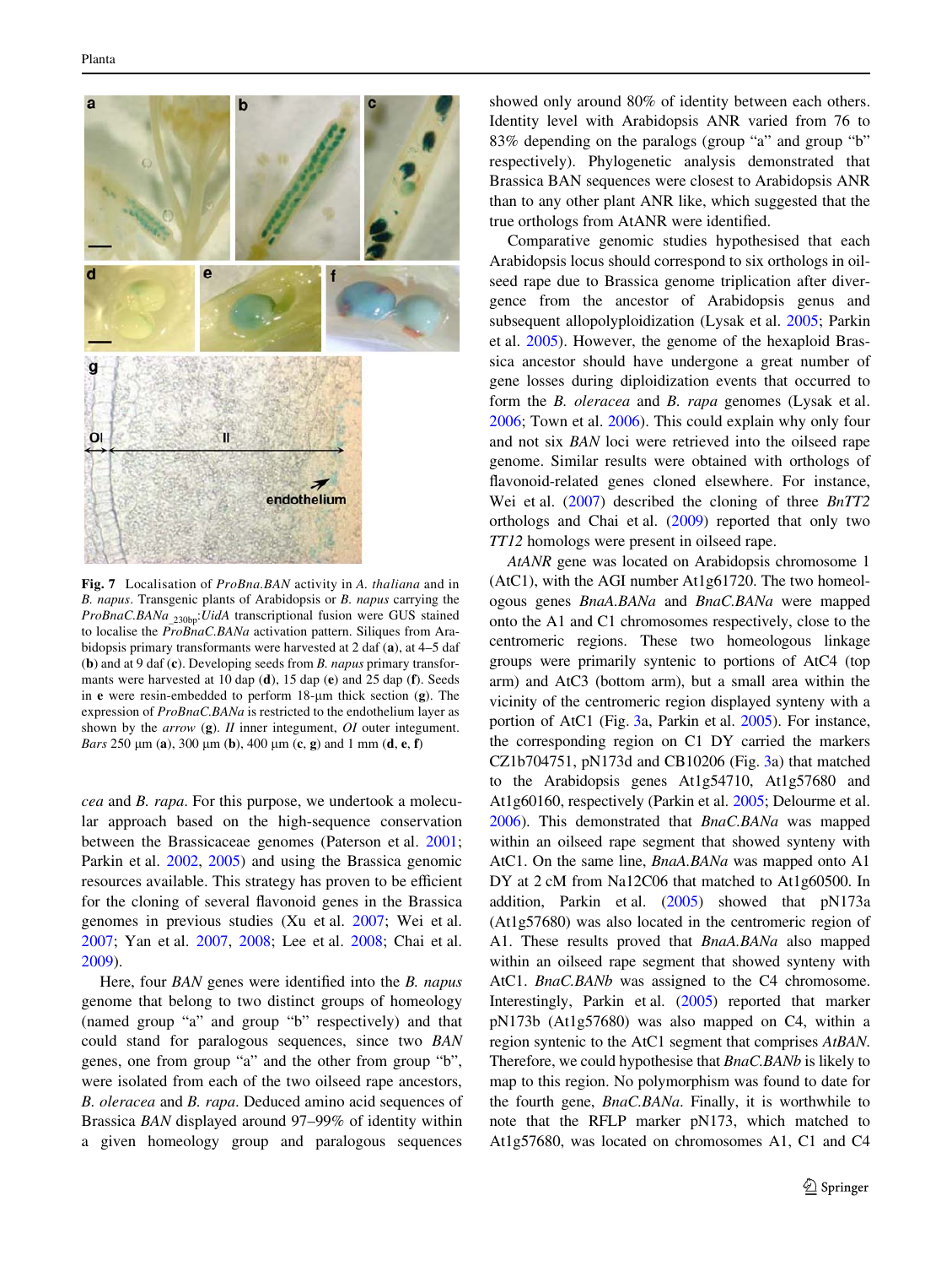**Fig. 7** Localisation of *ProBna.BAN* activity in *A. thaliana* and in *B. napus*. Transgenic plants of Arabidopsis or *B. napus* carrying the *ProBnaC.BANa* $_{\_230bp}$:*UidA* transcriptional fusion were GUS stained to localise the *ProBnaC.BANa* activation pattern. Siliques from Arabidopsis primary transformants were harvested at 2 daf (**a**), at 4–5 daf (**b**) and at 9 daf (**c**). Developing seeds from *B. napus* primary transformants were harvested at 10 dap (**d**), 15 dap (**e**) and 25 dap (**f**). Seeds in **e** were resin-embedded to perform 18-μm thick section (**g**). The expression of *ProBnaC.BANa* is restricted to the endothelium layer as shown by the *arrow* (**g**). *II* inner integument, *OI* outer integument. *Bars* 250 μm (**a**), 300 μm (**b**), 400 μm (**c**, **g**) and 1 mm (**d**, **e**, **f**)

*cea* and *B. rapa*. For this purpose, we undertook a molecular approach based on the high-sequence conservation between the Brassicaceae genomes (Paterson et al. 2001; Parkin et al. 2002, 2005) and using the Brassica genomic resources available. This strategy has proven to be efficient for the cloning of several flavonoid genes in the Brassica genomes in previous studies (Xu et al. 2007; Wei et al. 2007; Yan et al. 2007, 2008; Lee et al. 2008; Chai et al. 2009).

Here, four *BAN* genes were identified into the *B. napus* genome that belong to two distinct groups of homeology (named group "a" and group "b" respectively) and that could stand for paralogous sequences, since two *BAN* genes, one from group "a" and the other from group "b", were isolated from each of the two oilseed rape ancestors, *B. oleracea* and *B. rapa*. Deduced amino acid sequences of Brassica *BAN* displayed around 97–99% of identity within a given homeology group and paralogous sequences showed only around 80% of identity between each others. Identity level with Arabidopsis ANR varied from 76 to 83% depending on the paralogs (group "a" and group "b" respectively). Phylogenetic analysis demonstrated that Brassica BAN sequences were closest to Arabidopsis ANR than to any other plant ANR like, which suggested that the true orthologs from AtANR were identified.

Comparative genomic studies hypothesised that each Arabidopsis locus should correspond to six orthologs in oilseed rape due to Brassica genome triplication after divergence from the ancestor of Arabidopsis genus and subsequent allopolyploidization (Lysak et al. 2005; Parkin et al. 2005). However, the genome of the hexaploid Brassica ancestor should have undergone a great number of gene losses during diploidization events that occurred to form the *B. oleracea* and *B. rapa* genomes (Lysak et al. 2006; Town et al. 2006). This could explain why only four and not six *BAN* loci were retrieved into the oilseed rape genome. Similar results were obtained with orthologs of flavonoid-related genes cloned elsewhere. For instance, Wei et al. (2007) described the cloning of three *BnTT2* orthologs and Chai et al. (2009) reported that only two *TT12* homologs were present in oilseed rape.

*AtANR* gene was located on Arabidopsis chromosome 1 (AtC1), with the AGI number At1g61720. The two homeologous genes *BnaA.BANa* and *BnaC.BANa* were mapped onto the A1 and C1 chromosomes respectively, close to the centromeric regions. These two homeologous linkage groups were primarily syntenic to portions of AtC4 (top arm) and AtC3 (bottom arm), but a small area within the vicinity of the centromeric region displayed synteny with a portion of AtC1 (Fig. 3a, Parkin et al. 2005). For instance, the corresponding region on C1 DY carried the markers CZ1b704751, pN173d and CB10206 (Fig. 3a) that matched to the Arabidopsis genes At1g54710, At1g57680 and At1g60160, respectively (Parkin et al. 2005; Delourme et al. 2006). This demonstrated that *BnaC.BANa* was mapped within an oilseed rape segment that showed synteny with AtC1. On the same line, *BnaA.BANa* was mapped onto A1 DY at 2 cM from Na12C06 that matched to At1g60500. In addition, Parkin et al. (2005) showed that pN173a (At1g57680) was also located in the centromeric region of A1. These results proved that *BnaA.BANa* also mapped within an oilseed rape segment that showed synteny with AtC1. *BnaC.BANb* was assigned to the C4 chromosome. Interestingly, Parkin et al. (2005) reported that marker pN173b (At1g57680) was also mapped on C4, within a region syntenic to the AtC1 segment that comprises *AtBAN*. Therefore, we could hypothesise that *BnaC.BANb* is likely to map to this region. No polymorphism was found to date for the fourth gene, *BnaC.BANa*. Finally, it is worthwhile to note that the RFLP marker pN173, which matched to At1g57680, was located on chromosomes A1, C1 and C4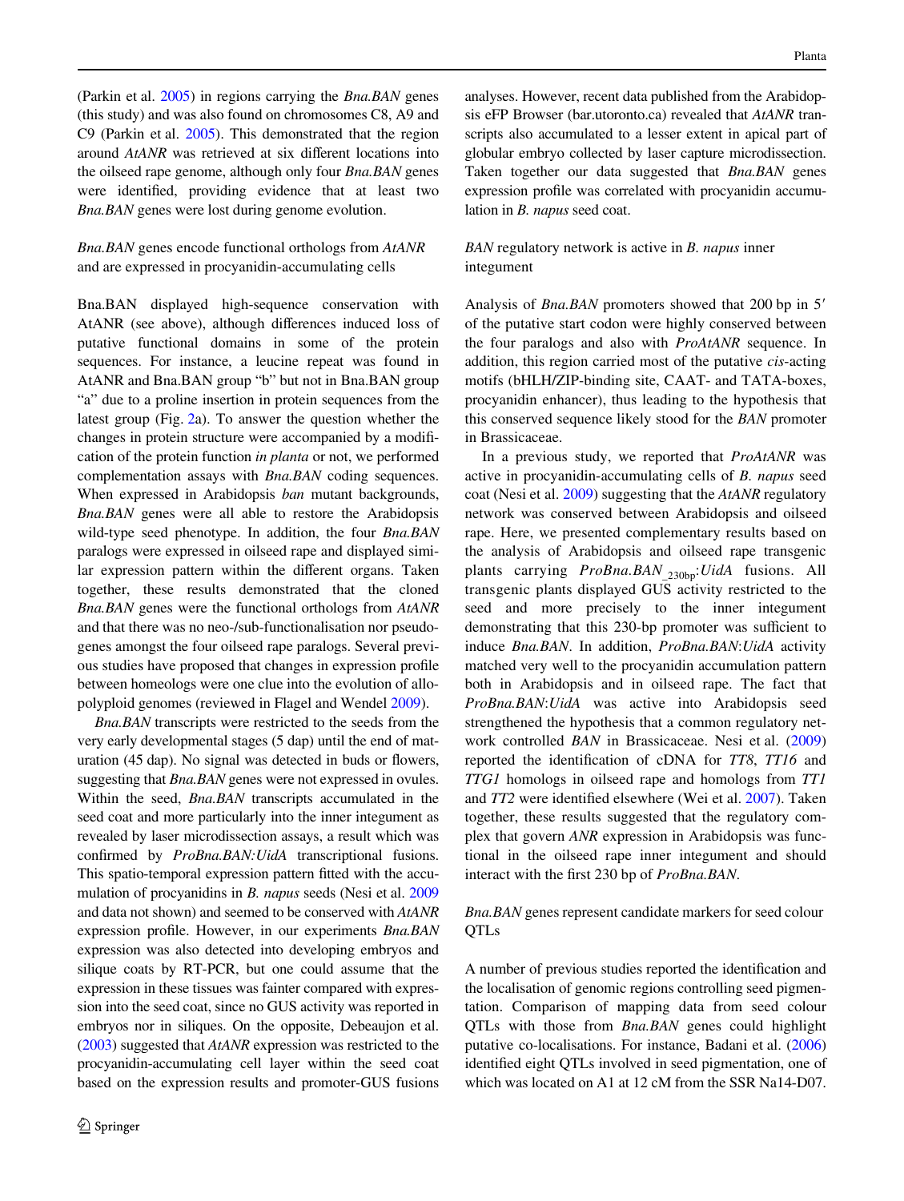(Parkin et al. 2005) in regions carrying the *Bna.BAN* genes (this study) and was also found on chromosomes C8, A9 and C9 (Parkin et al. 2005). This demonstrated that the region around *AtANR* was retrieved at six different locations into the oilseed rape genome, although only four *Bna.BAN* genes were identified, providing evidence that at least two *Bna.BAN* genes were lost during genome evolution.

*Bna.BAN* genes encode functional orthologs from *AtANR* and are expressed in procyanidin-accumulating cells

Bna.BAN displayed high-sequence conservation with AtANR (see above), although differences induced loss of putative functional domains in some of the protein sequences. For instance, a leucine repeat was found in AtANR and Bna.BAN group "b" but not in Bna.BAN group "a" due to a proline insertion in protein sequences from the latest group (Fig. 2a). To answer the question whether the changes in protein structure were accompanied by a modification of the protein function *in planta* or not, we performed complementation assays with *Bna.BAN* coding sequences. When expressed in Arabidopsis *ban* mutant backgrounds, *Bna.BAN* genes were all able to restore the Arabidopsis wild-type seed phenotype. In addition, the four *Bna.BAN* paralogs were expressed in oilseed rape and displayed similar expression pattern within the different organs. Taken together, these results demonstrated that the cloned *Bna.BAN* genes were the functional orthologs from *AtANR* and that there was no neo-/sub-functionalisation nor pseudogenes amongst the four oilseed rape paralogs. Several previous studies have proposed that changes in expression profile between homeologs were one clue into the evolution of allopolyploid genomes (reviewed in Flagel and Wendel 2009).

*Bna.BAN* transcripts were restricted to the seeds from the very early developmental stages (5 dap) until the end of maturation (45 dap). No signal was detected in buds or flowers, suggesting that *Bna.BAN* genes were not expressed in ovules. Within the seed, *Bna.BAN* transcripts accumulated in the seed coat and more particularly into the inner integument as revealed by laser microdissection assays, a result which was confirmed by *ProBna.BAN:UidA* transcriptional fusions. This spatio-temporal expression pattern fitted with the accumulation of procyanidins in *B. napus* seeds (Nesi et al. 2009 and data not shown) and seemed to be conserved with *AtANR* expression profile. However, in our experiments *Bna.BAN* expression was also detected into developing embryos and silique coats by RT-PCR, but one could assume that the expression in these tissues was fainter compared with expression into the seed coat, since no GUS activity was reported in embryos nor in siliques. On the opposite, Debeaujon et al. (2003) suggested that *AtANR* expression was restricted to the procyanidin-accumulating cell layer within the seed coat based on the expression results and promoter-GUS fusions analyses. However, recent data published from the Arabidopsis eFP Browser (bar.utoronto.ca) revealed that *AtANR* transcripts also accumulated to a lesser extent in apical part of globular embryo collected by laser capture microdissection. Taken together our data suggested that *Bna.BAN* genes expression profile was correlated with procyanidin accumulation in *B. napus* seed coat.

*BAN* regulatory network is active in *B. napus* inner integument

Analysis of *Bna.BAN* promoters showed that 200 bp in 5′ of the putative start codon were highly conserved between the four paralogs and also with *ProAtANR* sequence. In addition, this region carried most of the putative *cis*-acting motifs (bHLH/ZIP-binding site, CAAT- and TATA-boxes, procyanidin enhancer), thus leading to the hypothesis that this conserved sequence likely stood for the *BAN* promoter in Brassicaceae.

In a previous study, we reported that *ProAtANR* was active in procyanidin-accumulating cells of *B. napus* seed coat (Nesi et al. 2009) suggesting that the *AtANR* regulatory network was conserved between Arabidopsis and oilseed rape. Here, we presented complementary results based on the analysis of Arabidopsis and oilseed rape transgenic plants carrying *ProBna.BAN*$_{\_230bp}$:*UidA* fusions. All transgenic plants displayed GUS activity restricted to the seed and more precisely to the inner integument demonstrating that this 230-bp promoter was sufficient to induce *Bna.BAN*. In addition, *ProBna.BAN*:*UidA* activity matched very well to the procyanidin accumulation pattern both in Arabidopsis and in oilseed rape. The fact that *ProBna.BAN*:*UidA* was active into Arabidopsis seed strengthened the hypothesis that a common regulatory network controlled *BAN* in Brassicaceae. Nesi et al. (2009) reported the identification of cDNA for *TT8*, *TT16* and *TTG1* homologs in oilseed rape and homologs from *TT1* and *TT2* were identified elsewhere (Wei et al. 2007). Taken together, these results suggested that the regulatory complex that govern *ANR* expression in Arabidopsis was functional in the oilseed rape inner integument and should interact with the first 230 bp of *ProBna.BAN*.

*Bna.BAN* genes represent candidate markers for seed colour QTLs

A number of previous studies reported the identification and the localisation of genomic regions controlling seed pigmentation. Comparison of mapping data from seed colour QTLs with those from *Bna.BAN* genes could highlight putative co-localisations. For instance, Badani et al. (2006) identified eight QTLs involved in seed pigmentation, one of which was located on A1 at 12 cM from the SSR Na14-D07.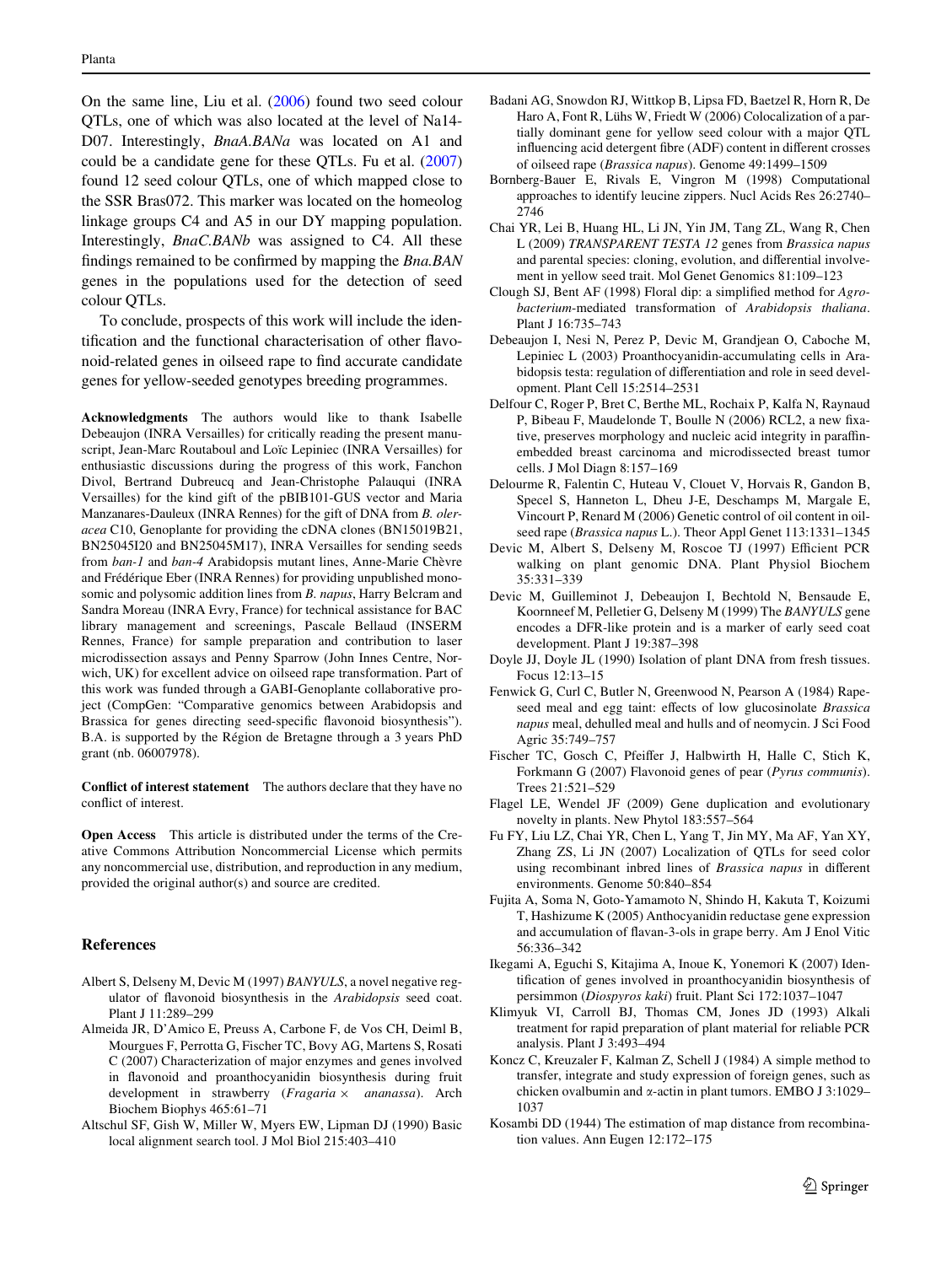On the same line, Liu et al. (2006) found two seed colour QTLs, one of which was also located at the level of Na14-D07. Interestingly, *BnaA.BANa* was located on A1 and could be a candidate gene for these QTLs. Fu et al. (2007) found 12 seed colour QTLs, one of which mapped close to the SSR Bras072. This marker was located on the homeolog linkage groups C4 and A5 in our DY mapping population. Interestingly, *BnaC.BANb* was assigned to C4. All these findings remained to be confirmed by mapping the *Bna.BAN* genes in the populations used for the detection of seed colour QTLs.

To conclude, prospects of this work will include the identification and the functional characterisation of other flavonoid-related genes in oilseed rape to find accurate candidate genes for yellow-seeded genotypes breeding programmes.

**Acknowledgments** The authors would like to thank Isabelle Debeaujon (INRA Versailles) for critically reading the present manuscript, Jean-Marc Routaboul and Loïc Lepiniec (INRA Versailles) for enthusiastic discussions during the progress of this work, Fanchon Divol, Bertrand Dubreucq and Jean-Christophe Palauqui (INRA Versailles) for the kind gift of the pBIB101-GUS vector and Maria Manzanares-Dauleux (INRA Rennes) for the gift of DNA from *B. oleracea* C10, Genoplante for providing the cDNA clones (BN15019B21, BN25045I20 and BN25045M17), INRA Versailles for sending seeds from *ban-1* and *ban-4* Arabidopsis mutant lines, Anne-Marie Chèvre and Frédérique Eber (INRA Rennes) for providing unpublished monosomic and polysomic addition lines from *B. napus*, Harry Belcram and Sandra Moreau (INRA Evry, France) for technical assistance for BAC library management and screenings, Pascale Bellaud (INSERM Rennes, France) for sample preparation and contribution to laser microdissection assays and Penny Sparrow (John Innes Centre, Norwich, UK) for excellent advice on oilseed rape transformation. Part of this work was funded through a GABI-Genoplante collaborative project (CompGen: "Comparative genomics between Arabidopsis and Brassica for genes directing seed-specific flavonoid biosynthesis"). B.A. is supported by the Région de Bretagne through a 3 years PhD grant (nb. 06007978).

**Conflict of interest statement** The authors declare that they have no conflict of interest.

**Open Access** This article is distributed under the terms of the Creative Commons Attribution Noncommercial License which permits any noncommercial use, distribution, and reproduction in any medium, provided the original author(s) and source are credited.

## References

Albert S, Delseny M, Devic M (1997) *BANYULS*, a novel negative regulator of flavonoid biosynthesis in the *Arabidopsis* seed coat. Plant J 11:289–299

Almeida JR, D'Amico E, Preuss A, Carbone F, de Vos CH, Deiml B, Mourgues F, Perrotta G, Fischer TC, Bovy AG, Martens S, Rosati C (2007) Characterization of major enzymes and genes involved in flavonoid and proanthocyanidin biosynthesis during fruit development in strawberry (*Fragaria* × *ananassa*). Arch Biochem Biophys 465:61–71

Altschul SF, Gish W, Miller W, Myers EW, Lipman DJ (1990) Basic local alignment search tool. J Mol Biol 215:403–410

Badani AG, Snowdon RJ, Wittkop B, Lipsa FD, Baetzel R, Horn R, De Haro A, Font R, Lühs W, Friedt W (2006) Colocalization of a partially dominant gene for yellow seed colour with a major QTL influencing acid detergent fibre (ADF) content in different crosses of oilseed rape (*Brassica napus*). Genome 49:1499–1509

Bornberg-Bauer E, Rivals E, Vingron M (1998) Computational approaches to identify leucine zippers. Nucl Acids Res 26:2740–2746

Chai YR, Lei B, Huang HL, Li JN, Yin JM, Tang ZL, Wang R, Chen L (2009) *TRANSPARENT TESTA 12* genes from *Brassica napus* and parental species: cloning, evolution, and differential involvement in yellow seed trait. Mol Genet Genomics 81:109–123

Clough SJ, Bent AF (1998) Floral dip: a simplified method for *Agrobacterium*-mediated transformation of *Arabidopsis thaliana*. Plant J 16:735–743

Debeaujon I, Nesi N, Perez P, Devic M, Grandjean O, Caboche M, Lepiniec L (2003) Proanthocyanidin-accumulating cells in Arabidopsis testa: regulation of differentiation and role in seed development. Plant Cell 15:2514–2531

Delfour C, Roger P, Bret C, Berthe ML, Rochaix P, Kalfa N, Raynaud P, Bibeau F, Maudelonde T, Boulle N (2006) RCL2, a new fixative, preserves morphology and nucleic acid integrity in paraffin-embedded breast carcinoma and microdissected breast tumor cells. J Mol Diagn 8:157–169

Delourme R, Falentin C, Huteau V, Clouet V, Horvais R, Gandon B, Specel S, Hanneton L, Dheu J-E, Deschamps M, Margale E, Vincourt P, Renard M (2006) Genetic control of oil content in oilseed rape (*Brassica napus* L.). Theor Appl Genet 113:1331–1345

Devic M, Albert S, Delseny M, Roscoe TJ (1997) Efficient PCR walking on plant genomic DNA. Plant Physiol Biochem 35:331–339

Devic M, Guilleminot J, Debeaujon I, Bechtold N, Bensaude E, Koornneef M, Pelletier G, Delseny M (1999) The *BANYULS* gene encodes a DFR-like protein and is a marker of early seed coat development. Plant J 19:387–398

Doyle JJ, Doyle JL (1990) Isolation of plant DNA from fresh tissues. Focus 12:13–15

Fenwick G, Curl C, Butler N, Greenwood N, Pearson A (1984) Rapeseed meal and egg taint: effects of low glucosinolate *Brassica napus* meal, dehulled meal and hulls and of neomycin. J Sci Food Agric 35:749–757

Fischer TC, Gosch C, Pfeiffer J, Halbwirth H, Halle C, Stich K, Forkmann G (2007) Flavonoid genes of pear (*Pyrus communis*). Trees 21:521–529

Flagel LE, Wendel JF (2009) Gene duplication and evolutionary novelty in plants. New Phytol 183:557–564

Fu FY, Liu LZ, Chai YR, Chen L, Yang T, Jin MY, Ma AF, Yan XY, Zhang ZS, Li JN (2007) Localization of QTLs for seed color using recombinant inbred lines of *Brassica napus* in different environments. Genome 50:840–854

Fujita A, Soma N, Goto-Yamamoto N, Shindo H, Kakuta T, Koizumi T, Hashizume K (2005) Anthocyanidin reductase gene expression and accumulation of flavan-3-ols in grape berry. Am J Enol Vitic 56:336–342

Ikegami A, Eguchi S, Kitajima A, Inoue K, Yonemori K (2007) Identification of genes involved in proanthocyanidin biosynthesis of persimmon (*Diospyros kaki*) fruit. Plant Sci 172:1037–1047

Klimyuk VI, Carroll BJ, Thomas CM, Jones JD (1993) Alkali treatment for rapid preparation of plant material for reliable PCR analysis. Plant J 3:493–494

Koncz C, Kreuzaler F, Kalman Z, Schell J (1984) A simple method to transfer, integrate and study expression of foreign genes, such as chicken ovalbumin and α-actin in plant tumors. EMBO J 3:1029–1037

Kosambi DD (1944) The estimation of map distance from recombination values. Ann Eugen 12:172–175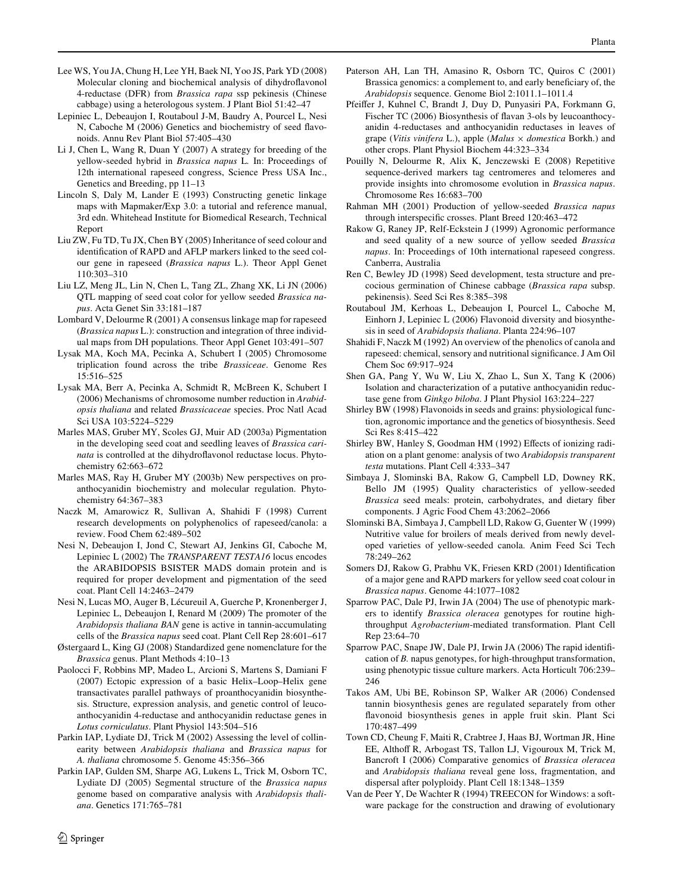Lee WS, You JA, Chung H, Lee YH, Baek NI, Yoo JS, Park YD (2008) Molecular cloning and biochemical analysis of dihydroflavonol 4-reductase (DFR) from *Brassica rapa* ssp pekinesis (Chinese cabbage) using a heterologous system. J Plant Biol 51:42–47

Lepiniec L, Debeaujon I, Routaboul J-M, Baudry A, Pourcel L, Nesi N, Caboche M (2006) Genetics and biochemistry of seed flavonoids. Annu Rev Plant Biol 57:405–430

Li J, Chen L, Wang R, Duan Y (2007) A strategy for breeding of the yellow-seeded hybrid in *Brassica napus* L. In: Proceedings of 12th international rapeseed congress, Science Press USA Inc., Genetics and Breeding, pp 11–13

Lincoln S, Daly M, Lander E (1993) Constructing genetic linkage maps with Mapmaker/Exp 3.0: a tutorial and reference manual, 3rd edn. Whitehead Institute for Biomedical Research, Technical Report

Liu ZW, Fu TD, Tu JX, Chen BY (2005) Inheritance of seed colour and identification of RAPD and AFLP markers linked to the seed colour gene in rapeseed (*Brassica napus* L.). Theor Appl Genet 110:303–310

Liu LZ, Meng JL, Lin N, Chen L, Tang ZL, Zhang XK, Li JN (2006) QTL mapping of seed coat color for yellow seeded *Brassica napus*. Acta Genet Sin 33:181–187

Lombard V, Delourme R (2001) A consensus linkage map for rapeseed (*Brassica napus* L.): construction and integration of three individual maps from DH populations. Theor Appl Genet 103:491–507

Lysak MA, Koch MA, Pecinka A, Schubert I (2005) Chromosome triplication found across the tribe *Brassiceae*. Genome Res 15:516–525

Lysak MA, Berr A, Pecinka A, Schmidt R, McBreen K, Schubert I (2006) Mechanisms of chromosome number reduction in *Arabidopsis thaliana* and related *Brassicaceae* species. Proc Natl Acad Sci USA 103:5224–5229

Marles MAS, Gruber MY, Scoles GJ, Muir AD (2003a) Pigmentation in the developing seed coat and seedling leaves of *Brassica carinata* is controlled at the dihydroflavonol reductase locus. Phytochemistry 62:663–672

Marles MAS, Ray H, Gruber MY (2003b) New perspectives on proanthocyanidin biochemistry and molecular regulation. Phytochemistry 64:367–383

Naczk M, Amarowicz R, Sullivan A, Shahidi F (1998) Current research developments on polyphenolics of rapeseed/canola: a review. Food Chem 62:489–502

Nesi N, Debeaujon I, Jond C, Stewart AJ, Jenkins GI, Caboche M, Lepiniec L (2002) The *TRANSPARENT TESTA16* locus encodes the ARABIDOPSIS BSISTER MADS domain protein and is required for proper development and pigmentation of the seed coat. Plant Cell 14:2463–2479

Nesi N, Lucas MO, Auger B, Lécureuil A, Guerche P, Kronenberger J, Lepiniec L, Debeaujon I, Renard M (2009) The promoter of the *Arabidopsis thaliana BAN* gene is active in tannin-accumulating cells of the *Brassica napus* seed coat. Plant Cell Rep 28:601–617

Østergaard L, King GJ (2008) Standardized gene nomenclature for the *Brassica* genus. Plant Methods 4:10–13

Paolocci F, Robbins MP, Madeo L, Arcioni S, Martens S, Damiani F (2007) Ectopic expression of a basic Helix–Loop–Helix gene transactivates parallel pathways of proanthocyanidin biosynthesis. Structure, expression analysis, and genetic control of leucoanthocyanidin 4-reductase and anthocyanidin reductase genes in *Lotus corniculatus*. Plant Physiol 143:504–516

Parkin IAP, Lydiate DJ, Trick M (2002) Assessing the level of collinearity between *Arabidopsis thaliana* and *Brassica napus* for *A. thaliana* chromosome 5. Genome 45:356–366

Parkin IAP, Gulden SM, Sharpe AG, Lukens L, Trick M, Osborn TC, Lydiate DJ (2005) Segmental structure of the *Brassica napus* genome based on comparative analysis with *Arabidopsis thaliana*. Genetics 171:765–781

Paterson AH, Lan TH, Amasino R, Osborn TC, Quiros C (2001) Brassica genomics: a complement to, and early beneficiary of, the *Arabidopsis* sequence. Genome Biol 2:1011.1–1011.4

Pfeiffer J, Kuhnel C, Brandt J, Duy D, Punyasiri PA, Forkmann G, Fischer TC (2006) Biosynthesis of flavan 3-ols by leucoanthocyanidin 4-reductases and anthocyanidin reductases in leaves of grape (*Vitis vinifera* L.), apple (*Malus* × *domestica* Borkh.) and other crops. Plant Physiol Biochem 44:323–334

Pouilly N, Delourme R, Alix K, Jenczewski E (2008) Repetitive sequence-derived markers tag centromeres and telomeres and provide insights into chromosome evolution in *Brassica napus*. Chromosome Res 16:683–700

Rahman MH (2001) Production of yellow-seeded *Brassica napus* through interspecific crosses. Plant Breed 120:463–472

Rakow G, Raney JP, Relf-Eckstein J (1999) Agronomic performance and seed quality of a new source of yellow seeded *Brassica napus*. In: Proceedings of 10th international rapeseed congress. Canberra, Australia

Ren C, Bewley JD (1998) Seed development, testa structure and precocious germination of Chinese cabbage (*Brassica rapa* subsp. pekinensis). Seed Sci Res 8:385–398

Routaboul JM, Kerhoas L, Debeaujon I, Pourcel L, Caboche M, Einhorn J, Lepiniec L (2006) Flavonoid diversity and biosynthesis in seed of *Arabidopsis thaliana*. Planta 224:96–107

Shahidi F, Naczk M (1992) An overview of the phenolics of canola and rapeseed: chemical, sensory and nutritional significance. J Am Oil Chem Soc 69:917–924

Shen GA, Pang Y, Wu W, Liu X, Zhao L, Sun X, Tang K (2006) Isolation and characterization of a putative anthocyanidin reductase gene from *Ginkgo biloba*. J Plant Physiol 163:224–227

Shirley BW (1998) Flavonoids in seeds and grains: physiological function, agronomic importance and the genetics of biosynthesis. Seed Sci Res 8:415–422

Shirley BW, Hanley S, Goodman HM (1992) Effects of ionizing radiation on a plant genome: analysis of two *Arabidopsis transparent testa* mutations. Plant Cell 4:333–347

Simbaya J, Slominski BA, Rakow G, Campbell LD, Downey RK, Bello JM (1995) Quality characteristics of yellow-seeded *Brassica* seed meals: protein, carbohydrates, and dietary fiber components. J Agric Food Chem 43:2062–2066

Slominski BA, Simbaya J, Campbell LD, Rakow G, Guenter W (1999) Nutritive value for broilers of meals derived from newly developed varieties of yellow-seeded canola. Anim Feed Sci Tech 78:249–262

Somers DJ, Rakow G, Prabhu VK, Friesen KRD (2001) Identification of a major gene and RAPD markers for yellow seed coat colour in *Brassica napus*. Genome 44:1077–1082

Sparrow PAC, Dale PJ, Irwin JA (2004) The use of phenotypic markers to identify *Brassica oleracea* genotypes for routine high-throughput *Agrobacterium*-mediated transformation. Plant Cell Rep 23:64–70

Sparrow PAC, Snape JW, Dale PJ, Irwin JA (2006) The rapid identification of *B.* napus genotypes, for high-throughput transformation, using phenotypic tissue culture markers. Acta Horticult 706:239–246

Takos AM, Ubi BE, Robinson SP, Walker AR (2006) Condensed tannin biosynthesis genes are regulated separately from other flavonoid biosynthesis genes in apple fruit skin. Plant Sci 170:487–499

Town CD, Cheung F, Maiti R, Crabtree J, Haas BJ, Wortman JR, Hine EE, Althoff R, Arbogast TS, Tallon LJ, Vigouroux M, Trick M, Bancroft I (2006) Comparative genomics of *Brassica oleracea* and *Arabidopsis thaliana* reveal gene loss, fragmentation, and dispersal after polyploidy. Plant Cell 18:1348–1359

Van de Peer Y, De Wachter R (1994) TREECON for Windows: a software package for the construction and drawing of evolutionary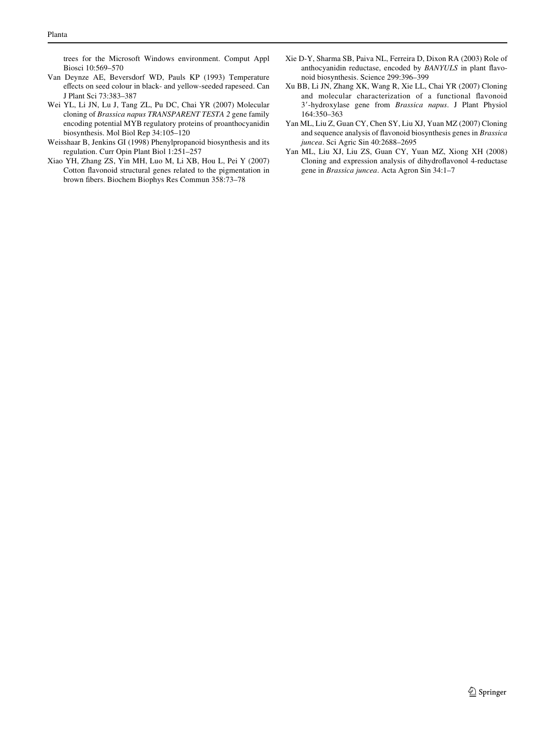trees for the Microsoft Windows environment. Comput Appl Biosci 10:569–570

Van Deynze AE, Beversdorf WD, Pauls KP (1993) Temperature effects on seed colour in black- and yellow-seeded rapeseed. Can J Plant Sci 73:383–387

Wei YL, Li JN, Lu J, Tang ZL, Pu DC, Chai YR (2007) Molecular cloning of *Brassica napus TRANSPARENT TESTA 2* gene family encoding potential MYB regulatory proteins of proanthocyanidin biosynthesis. Mol Biol Rep 34:105–120

Weisshaar B, Jenkins GI (1998) Phenylpropanoid biosynthesis and its regulation. Curr Opin Plant Biol 1:251–257

Xiao YH, Zhang ZS, Yin MH, Luo M, Li XB, Hou L, Pei Y (2007) Cotton flavonoid structural genes related to the pigmentation in brown fibers. Biochem Biophys Res Commun 358:73–78

Xie D-Y, Sharma SB, Paiva NL, Ferreira D, Dixon RA (2003) Role of anthocyanidin reductase, encoded by *BANYULS* in plant flavonoid biosynthesis. Science 299:396–399

Xu BB, Li JN, Zhang XK, Wang R, Xie LL, Chai YR (2007) Cloning and molecular characterization of a functional flavonoid 3′-hydroxylase gene from *Brassica napus*. J Plant Physiol 164:350–363

Yan ML, Liu Z, Guan CY, Chen SY, Liu XJ, Yuan MZ (2007) Cloning and sequence analysis of flavonoid biosynthesis genes in *Brassica juncea*. Sci Agric Sin 40:2688–2695

Yan ML, Liu XJ, Liu ZS, Guan CY, Yuan MZ, Xiong XH (2008) Cloning and expression analysis of dihydroflavonol 4-reductase gene in *Brassica juncea*. Acta Agron Sin 34:1–7